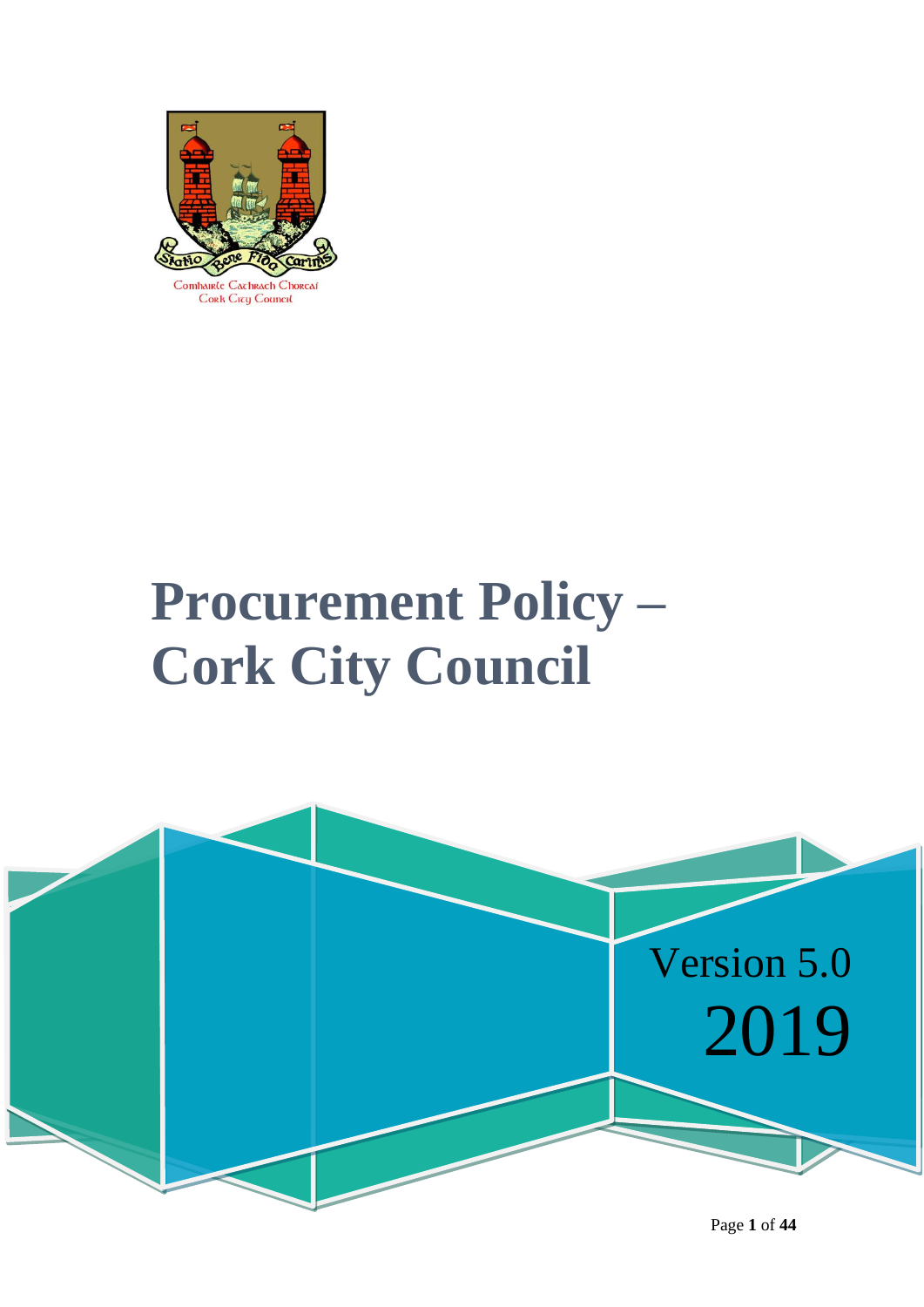Comhairle Cathrach Chorcaí
Cork City Council

# Procurement Policy – Cork City Council

Version 5.0
2019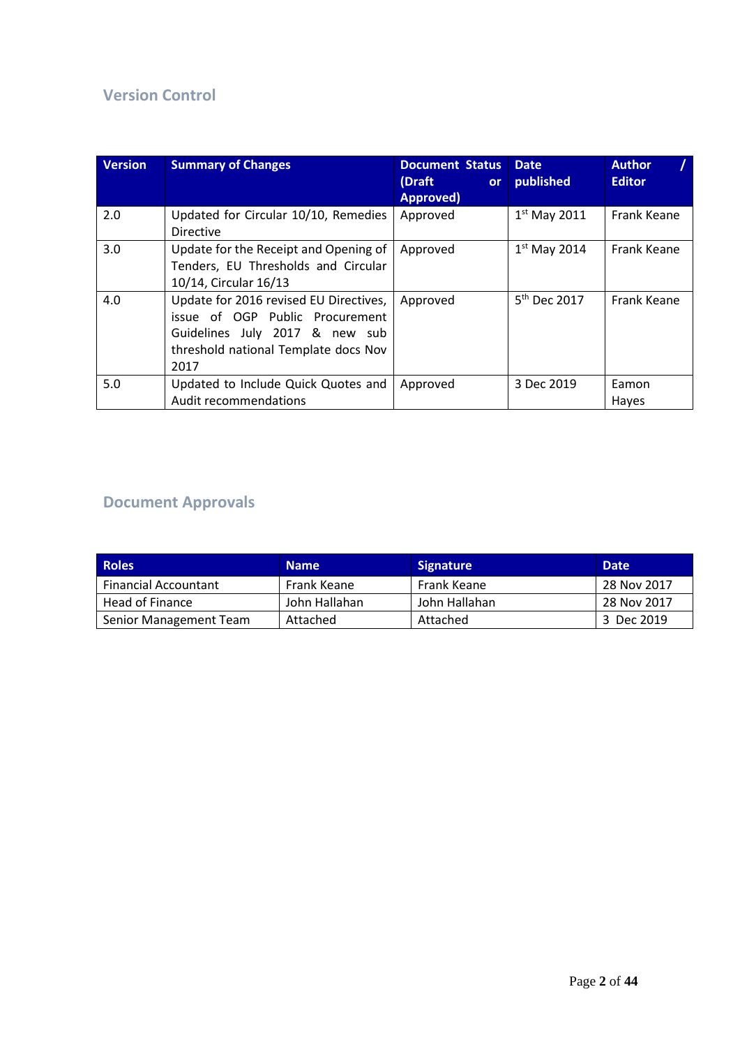## Version Control

| Version | Summary of Changes | Document Status (Draft or Approved) | Date published | Author / Editor |
|---|---|---|---|---|
| 2.0 | Updated for Circular 10/10, Remedies Directive | Approved | 1st May 2011 | Frank Keane |
| 3.0 | Update for the Receipt and Opening of Tenders, EU Thresholds and Circular 10/14, Circular 16/13 | Approved | 1st May 2014 | Frank Keane |
| 4.0 | Update for 2016 revised EU Directives, issue of OGP Public Procurement Guidelines July 2017 & new sub threshold national Template docs Nov 2017 | Approved | 5th Dec 2017 | Frank Keane |
| 5.0 | Updated to Include Quick Quotes and Audit recommendations | Approved | 3 Dec 2019 | Eamon Hayes |

## Document Approvals

| Roles | Name | Signature | Date |
|---|---|---|---|
| Financial Accountant | Frank Keane | Frank Keane | 28 Nov 2017 |
| Head of Finance | John Hallahan | John Hallahan | 28 Nov 2017 |
| Senior Management Team | Attached | Attached | 3 Dec 2019 |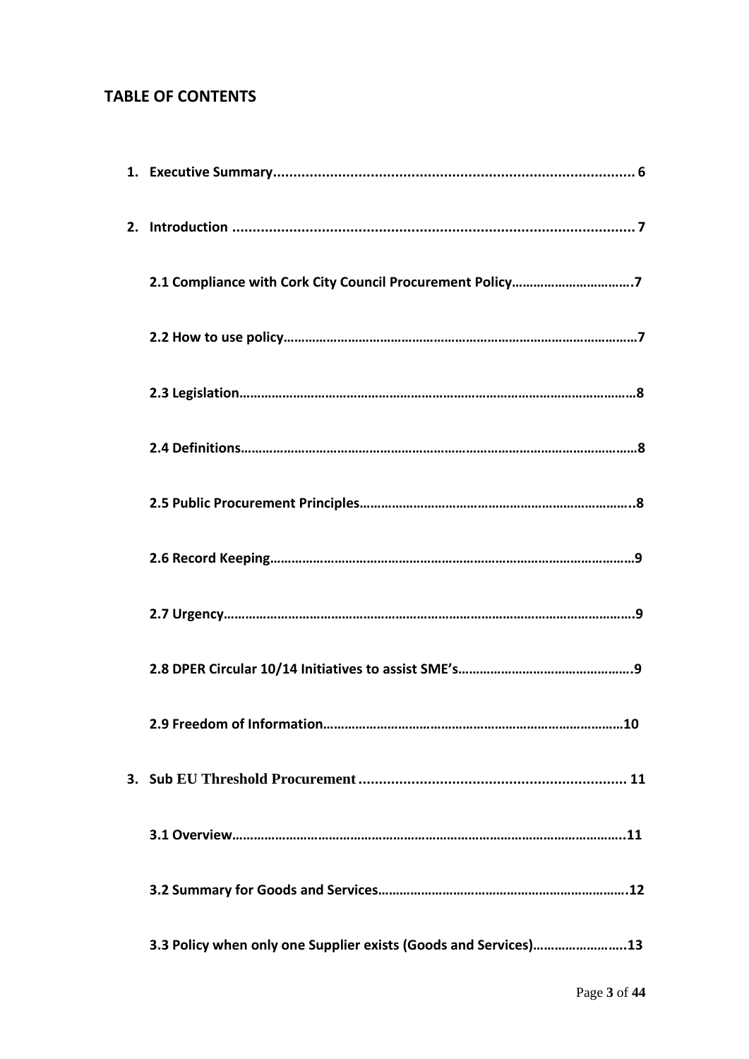## TABLE OF CONTENTS

1. **Executive Summary........................................................................................ 6**

2. **Introduction ................................................................................................ 7**

   **2.1 Compliance with Cork City Council Procurement Policy…………………………….7**

   **2.2 How to use policy……………………………………………………………………………………7**

   **2.3 Legislation…………………………………………………………………………………………………8**

   **2.4 Definitions…………………………………………………………………………………………………8**

   **2.5 Public Procurement Principles…………………………………………………………………..8**

   **2.6 Record Keeping…………………………………………………………………………………………9**

   **2.7 Urgency………………………………………………………………………………………………….9**

   **2.8 DPER Circular 10/14 Initiatives to assist SME's…………………………………………..9**

   **2.9 Freedom of Information………………………………………………………………………10**

3. **Sub EU Threshold Procurement ................................................................. 11**

   **3.1 Overview……………………………………………………………………………………………..11**

   **3.2 Summary for Goods and Services……………………………………………………………12**

   **3.3 Policy when only one Supplier exists (Goods and Services)……………………..13**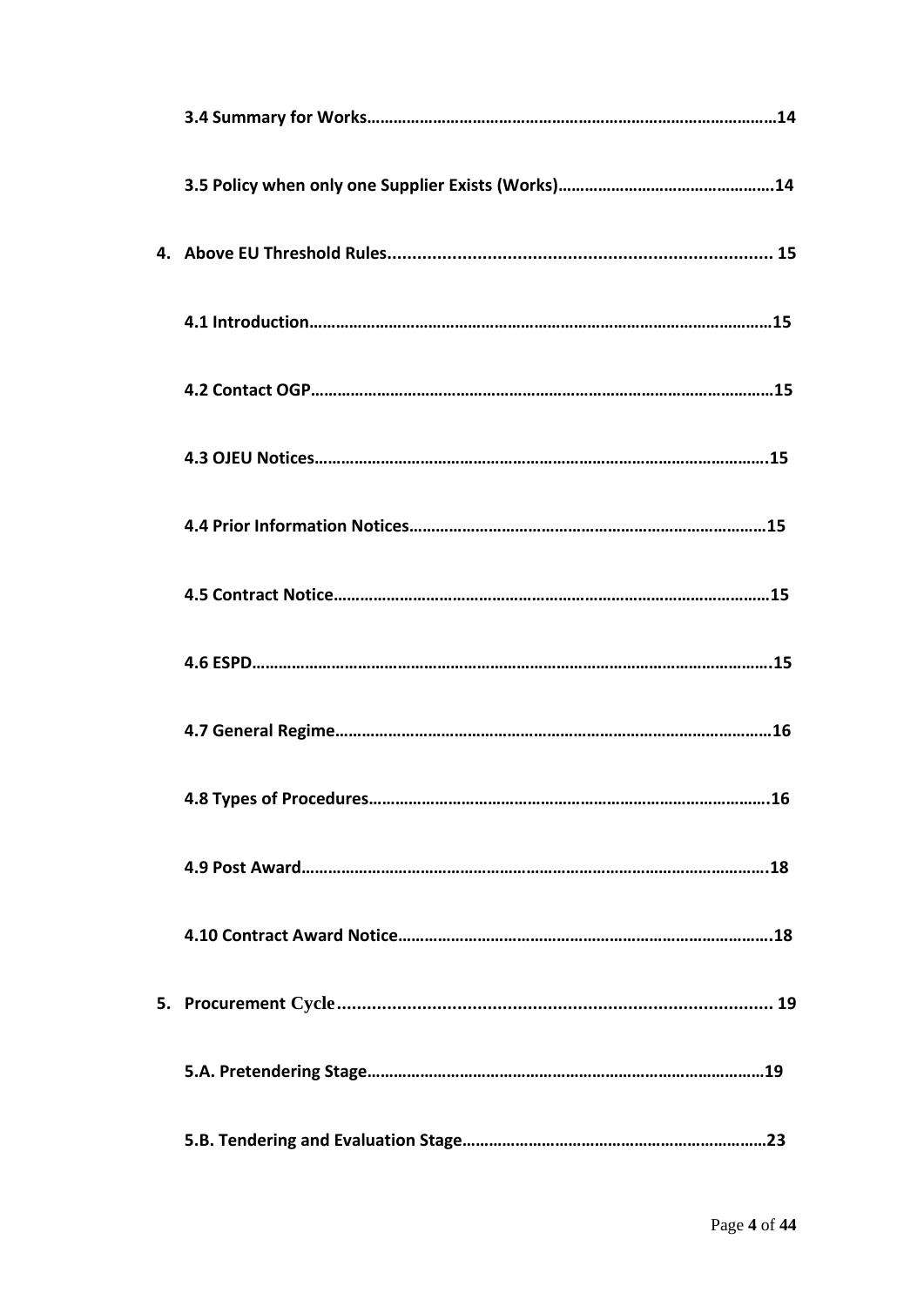**3.4 Summary for Works……………………………………………………………………………………14**

**3.5 Policy when only one Supplier Exists (Works)…………………………………………14**

**4. Above EU Threshold Rules............................................................................ 15**

**4.1 Introduction……………………………………………………………………………………………15**

**4.2 Contact OGP……………………………………………………………………………………………15**

**4.3 OJEU Notices…………………………………………………………………………………………..15**

**4.4 Prior Information Notices………………………………………………………………………15**

**4.5 Contract Notice………………………………………………………………………………………15**

**4.6 ESPD………………………………………………………………………………………………………….15**

**4.7 General Regime………………………………………………………………………………………16**

**4.8 Types of Procedures……………………………………………………………………………….16**

**4.9 Post Award……………………………………………………………………………………………..18**

**4.10 Contract Award Notice………………………………………………………………………….18**

**5. Procurement Cycle...................................................................................... 19**

**5.A. Pretendering Stage………………………………………………………………………………19**

**5.B. Tendering and Evaluation Stage……………………………………………………………23**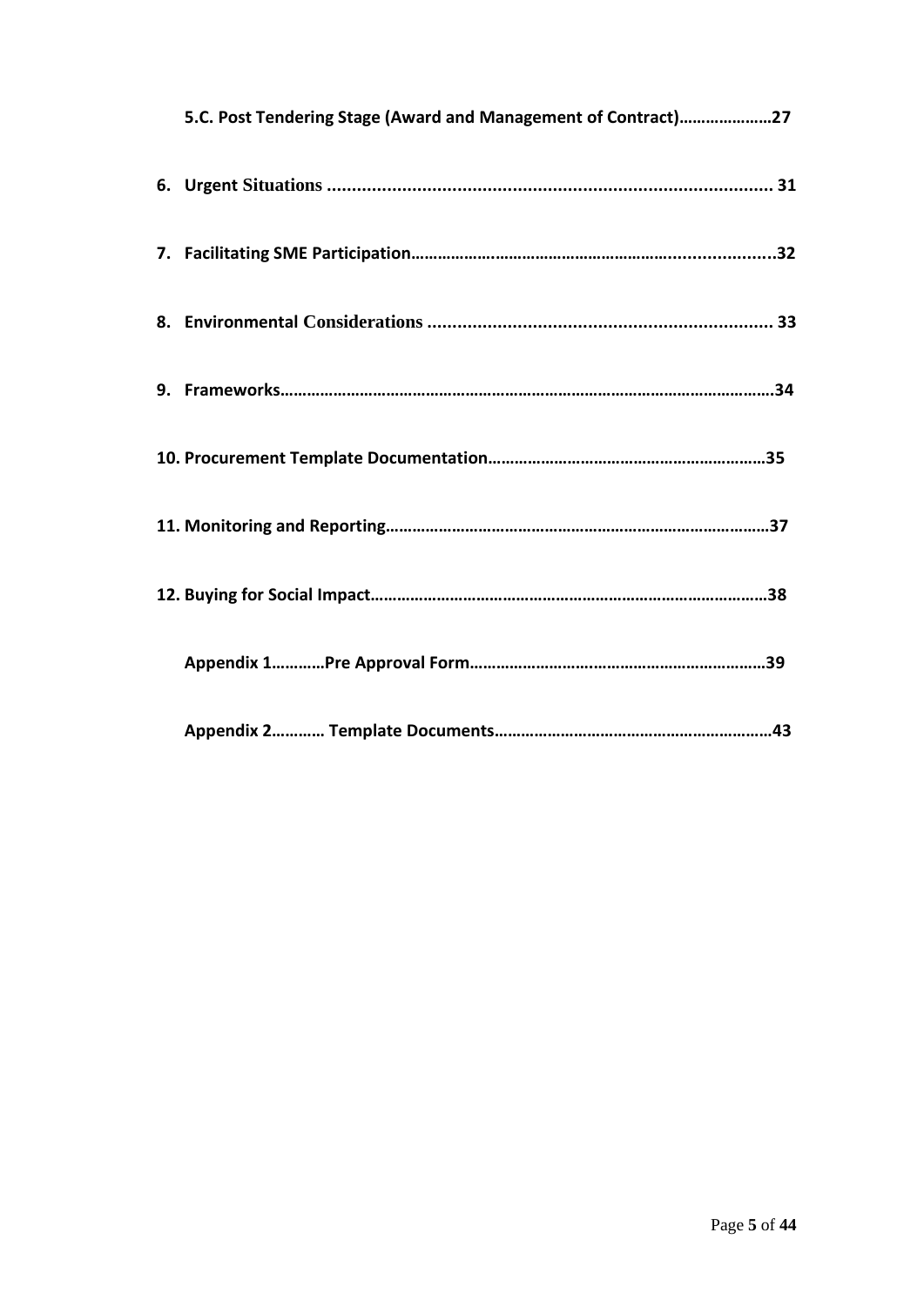**5.C. Post Tendering Stage (Award and Management of Contract)…………………27**

**6. Urgent Situations ........................................................................................ 31**

**7. Facilitating SME Participation……………………………………………….......................32**

**8. Environmental Considerations ..................................................................... 33**

**9. Frameworks……………………………………………………………………………………………………34**

**10. Procurement Template Documentation………………………………………………………35**

**11. Monitoring and Reporting……………………………………………………………………………37**

**12. Buying for Social Impact………………………………………………………………………………38**

**Appendix 1…………Pre Approval Form…………………………………………………………39**

**Appendix 2………… Template Documents……………………………………………………43**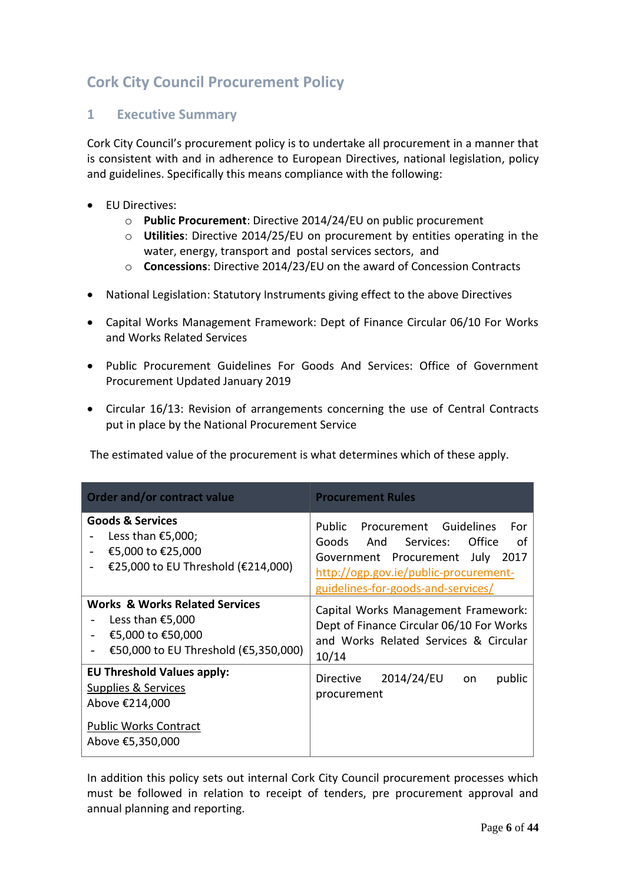# Cork City Council Procurement Policy

## 1 Executive Summary

Cork City Council's procurement policy is to undertake all procurement in a manner that is consistent with and in adherence to European Directives, national legislation, policy and guidelines. Specifically this means compliance with the following:

- EU Directives:
  - **Public Procurement**: Directive 2014/24/EU on public procurement
  - **Utilities**: Directive 2014/25/EU on procurement by entities operating in the water, energy, transport and postal services sectors, and
  - **Concessions**: Directive 2014/23/EU on the award of Concession Contracts
- National Legislation: Statutory Instruments giving effect to the above Directives
- Capital Works Management Framework: Dept of Finance Circular 06/10 For Works and Works Related Services
- Public Procurement Guidelines For Goods And Services: Office of Government Procurement Updated January 2019
- Circular 16/13: Revision of arrangements concerning the use of Central Contracts put in place by the National Procurement Service

The estimated value of the procurement is what determines which of these apply.

| Order and/or contract value | Procurement Rules |
| --- | --- |
| **Goods & Services**<br>- Less than €5,000;<br>- €5,000 to €25,000<br>- €25,000 to EU Threshold (€214,000) | Public Procurement Guidelines For Goods And Services: Office of Government Procurement July 2017 http://ogp.gov.ie/public-procurement-guidelines-for-goods-and-services/ |
| **Works & Works Related Services**<br>- Less than €5,000<br>- €5,000 to €50,000<br>- €50,000 to EU Threshold (€5,350,000) | Capital Works Management Framework: Dept of Finance Circular 06/10 For Works and Works Related Services & Circular 10/14 |
| **EU Threshold Values apply:**<br>Supplies & Services<br>Above €214,000<br><br>Public Works Contract<br>Above €5,350,000 | Directive 2014/24/EU on public procurement |

In addition this policy sets out internal Cork City Council procurement processes which must be followed in relation to receipt of tenders, pre procurement approval and annual planning and reporting.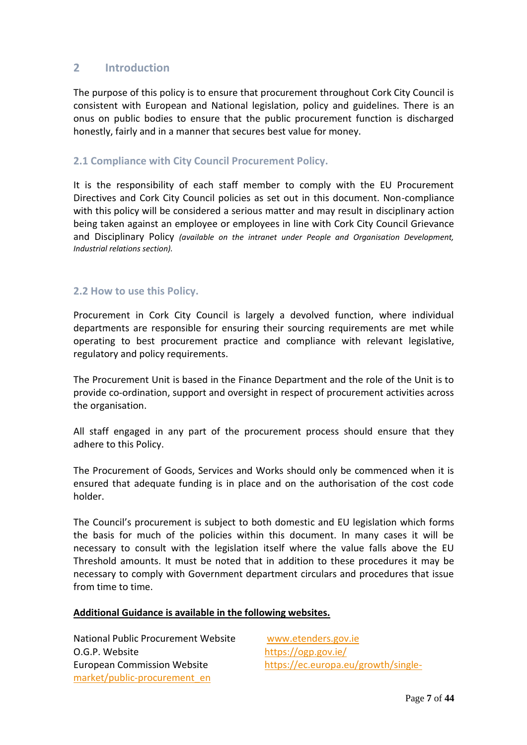## 2 Introduction

The purpose of this policy is to ensure that procurement throughout Cork City Council is consistent with European and National legislation, policy and guidelines. There is an onus on public bodies to ensure that the public procurement function is discharged honestly, fairly and in a manner that secures best value for money.

### 2.1 Compliance with City Council Procurement Policy.

It is the responsibility of each staff member to comply with the EU Procurement Directives and Cork City Council policies as set out in this document. Non-compliance with this policy will be considered a serious matter and may result in disciplinary action being taken against an employee or employees in line with Cork City Council Grievance and Disciplinary Policy *(available on the intranet under People and Organisation Development, Industrial relations section).*

### 2.2 How to use this Policy.

Procurement in Cork City Council is largely a devolved function, where individual departments are responsible for ensuring their sourcing requirements are met while operating to best procurement practice and compliance with relevant legislative, regulatory and policy requirements.

The Procurement Unit is based in the Finance Department and the role of the Unit is to provide co-ordination, support and oversight in respect of procurement activities across the organisation.

All staff engaged in any part of the procurement process should ensure that they adhere to this Policy.

The Procurement of Goods, Services and Works should only be commenced when it is ensured that adequate funding is in place and on the authorisation of the cost code holder.

The Council's procurement is subject to both domestic and EU legislation which forms the basis for much of the policies within this document. In many cases it will be necessary to consult with the legislation itself where the value falls above the EU Threshold amounts. It must be noted that in addition to these procedures it may be necessary to comply with Government department circulars and procedures that issue from time to time.

**Additional Guidance is available in the following websites.**

National Public Procurement Website www.etenders.gov.ie
O.G.P. Website https://ogp.gov.ie/
European Commission Website https://ec.europa.eu/growth/single-market/public-procurement_en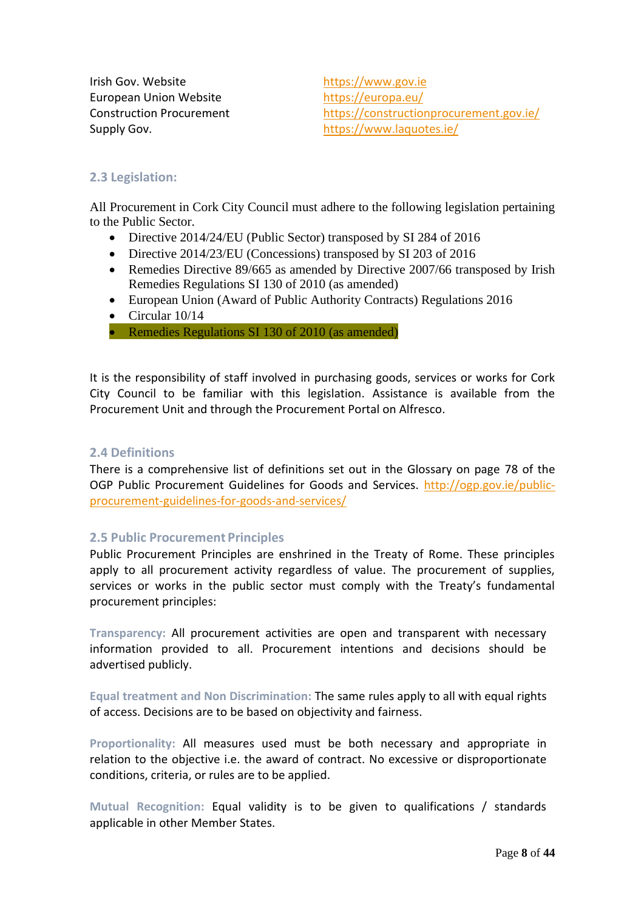| | |
|---|---|
| Irish Gov. Website | https://www.gov.ie |
| European Union Website | https://europa.eu/ |
| Construction Procurement | https://constructionprocurement.gov.ie/ |
| Supply Gov. | https://www.laquotes.ie/ |

### 2.3 Legislation:

All Procurement in Cork City Council must adhere to the following legislation pertaining to the Public Sector.

- Directive 2014/24/EU (Public Sector) transposed by SI 284 of 2016
- Directive 2014/23/EU (Concessions) transposed by SI 203 of 2016
- Remedies Directive 89/665 as amended by Directive 2007/66 transposed by Irish Remedies Regulations SI 130 of 2010 (as amended)
- European Union (Award of Public Authority Contracts) Regulations 2016
- Circular 10/14
- Remedies Regulations SI 130 of 2010 (as amended)

It is the responsibility of staff involved in purchasing goods, services or works for Cork City Council to be familiar with this legislation. Assistance is available from the Procurement Unit and through the Procurement Portal on Alfresco.

### 2.4 Definitions

There is a comprehensive list of definitions set out in the Glossary on page 78 of the OGP Public Procurement Guidelines for Goods and Services. http://ogp.gov.ie/public-procurement-guidelines-for-goods-and-services/

### 2.5 Public Procurement Principles

Public Procurement Principles are enshrined in the Treaty of Rome. These principles apply to all procurement activity regardless of value. The procurement of supplies, services or works in the public sector must comply with the Treaty's fundamental procurement principles:

**Transparency:** All procurement activities are open and transparent with necessary information provided to all. Procurement intentions and decisions should be advertised publicly.

**Equal treatment and Non Discrimination:** The same rules apply to all with equal rights of access. Decisions are to be based on objectivity and fairness.

**Proportionality:** All measures used must be both necessary and appropriate in relation to the objective i.e. the award of contract. No excessive or disproportionate conditions, criteria, or rules are to be applied.

**Mutual Recognition:** Equal validity is to be given to qualifications / standards applicable in other Member States.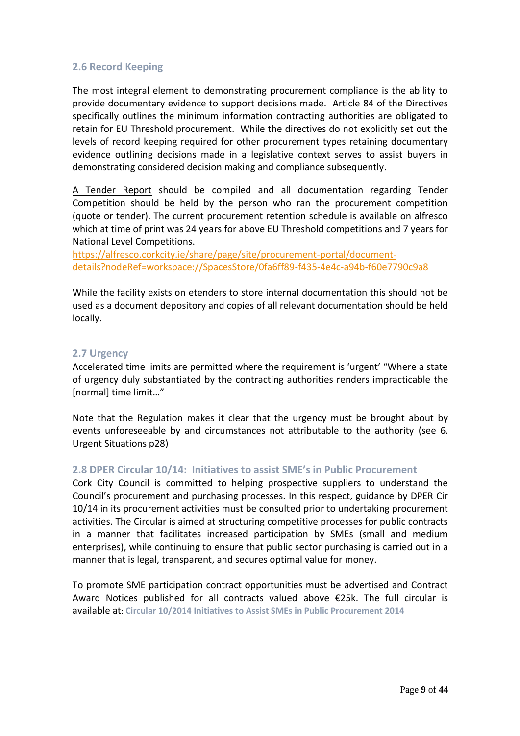### 2.6 Record Keeping

The most integral element to demonstrating procurement compliance is the ability to provide documentary evidence to support decisions made. Article 84 of the Directives specifically outlines the minimum information contracting authorities are obligated to retain for EU Threshold procurement. While the directives do not explicitly set out the levels of record keeping required for other procurement types retaining documentary evidence outlining decisions made in a legislative context serves to assist buyers in demonstrating considered decision making and compliance subsequently.

A Tender Report should be compiled and all documentation regarding Tender Competition should be held by the person who ran the procurement competition (quote or tender). The current procurement retention schedule is available on alfresco which at time of print was 24 years for above EU Threshold competitions and 7 years for National Level Competitions.
https://alfresco.corkcity.ie/share/page/site/procurement-portal/document-details?nodeRef=workspace://SpacesStore/0fa6ff89-f435-4e4c-a94b-f60e7790c9a8

While the facility exists on etenders to store internal documentation this should not be used as a document depository and copies of all relevant documentation should be held locally.

### 2.7 Urgency

Accelerated time limits are permitted where the requirement is 'urgent' "Where a state of urgency duly substantiated by the contracting authorities renders impracticable the [normal] time limit…"

Note that the Regulation makes it clear that the urgency must be brought about by events unforeseeable by and circumstances not attributable to the authority (see 6. Urgent Situations p28)

### 2.8 DPER Circular 10/14: Initiatives to assist SME's in Public Procurement

Cork City Council is committed to helping prospective suppliers to understand the Council's procurement and purchasing processes. In this respect, guidance by DPER Cir 10/14 in its procurement activities must be consulted prior to undertaking procurement activities. The Circular is aimed at structuring competitive processes for public contracts in a manner that facilitates increased participation by SMEs (small and medium enterprises), while continuing to ensure that public sector purchasing is carried out in a manner that is legal, transparent, and secures optimal value for money.

To promote SME participation contract opportunities must be advertised and Contract Award Notices published for all contracts valued above €25k. The full circular is available at: **Circular 10/2014 Initiatives to Assist SMEs in Public Procurement 2014**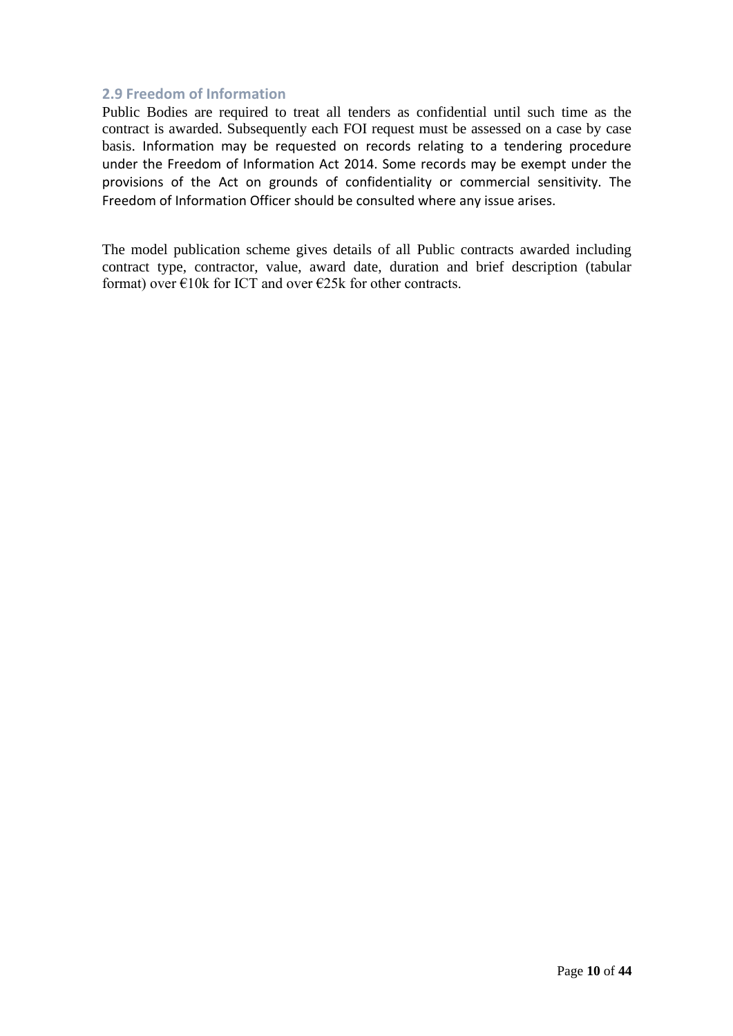### 2.9 Freedom of Information

Public Bodies are required to treat all tenders as confidential until such time as the contract is awarded. Subsequently each FOI request must be assessed on a case by case basis. Information may be requested on records relating to a tendering procedure under the Freedom of Information Act 2014. Some records may be exempt under the provisions of the Act on grounds of confidentiality or commercial sensitivity. The Freedom of Information Officer should be consulted where any issue arises.

The model publication scheme gives details of all Public contracts awarded including contract type, contractor, value, award date, duration and brief description (tabular format) over €10k for ICT and over €25k for other contracts.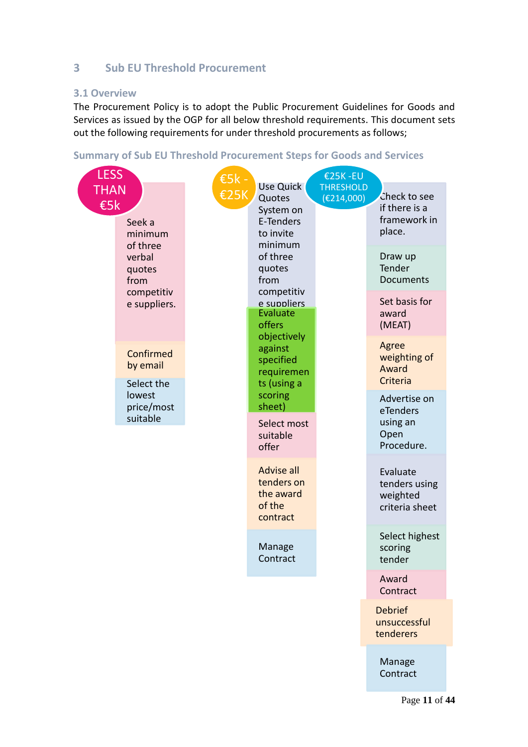## 3 Sub EU Threshold Procurement

### 3.1 Overview

The Procurement Policy is to adopt the Public Procurement Guidelines for Goods and Services as issued by the OGP for all below threshold requirements. This document sets out the following requirements for under threshold procurements as follows;

### Summary of Sub EU Threshold Procurement Steps for Goods and Services

**LESS THAN €5k**

- Seek a minimum of three verbal quotes from competitive suppliers.
- Confirmed by email
- Select the lowest price/most suitable

**€5k - €25K**

- Use Quick Quotes System on E-Tenders to invite minimum of three quotes from competitive suppliers
- Evaluate offers objectively against specified requirements (using a scoring sheet)
- Select most suitable offer
- Advise all tenders on the award of the contract
- Manage Contract

**€25K -EU THRESHOLD (€214,000)**

- Check to see if there is a framework in place.
- Draw up Tender Documents
- Set basis for award (MEAT)
- Agree weighting of Award Criteria
- Advertise on eTenders using an Open Procedure.
- Evaluate tenders using weighted criteria sheet
- Select highest scoring tender
- Award Contract
- Debrief unsuccessful tenderers
- Manage Contract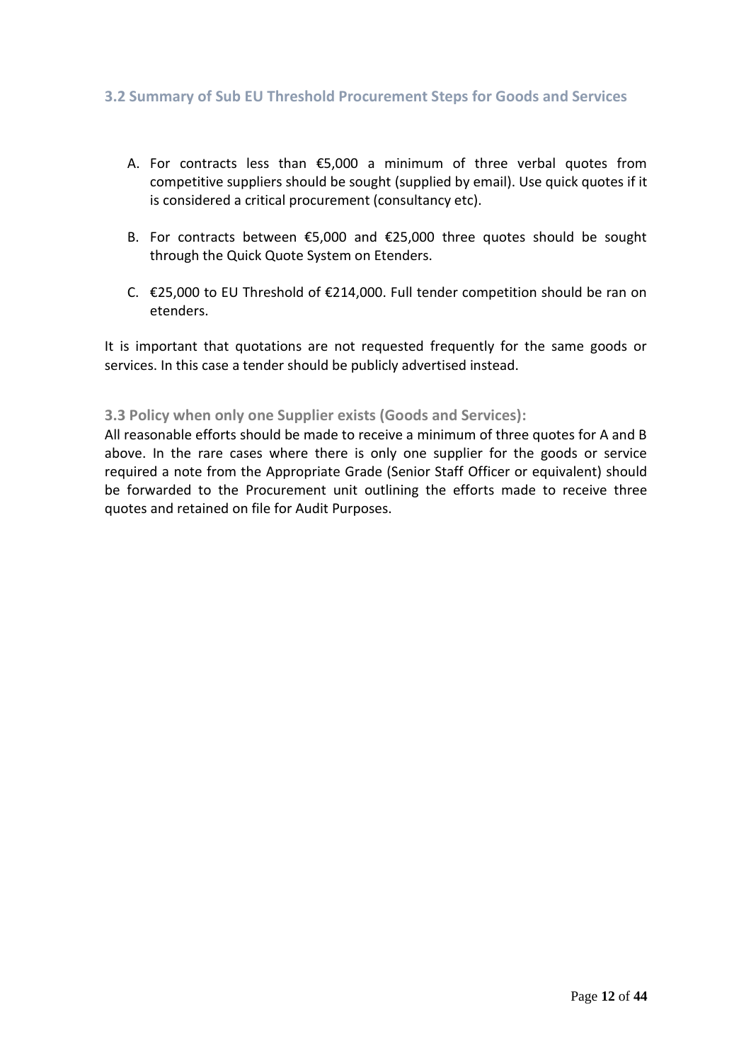### 3.2 Summary of Sub EU Threshold Procurement Steps for Goods and Services

A. For contracts less than €5,000 a minimum of three verbal quotes from competitive suppliers should be sought (supplied by email). Use quick quotes if it is considered a critical procurement (consultancy etc).

B. For contracts between €5,000 and €25,000 three quotes should be sought through the Quick Quote System on Etenders.

C. €25,000 to EU Threshold of €214,000. Full tender competition should be ran on etenders.

It is important that quotations are not requested frequently for the same goods or services. In this case a tender should be publicly advertised instead.

### 3.3 Policy when only one Supplier exists (Goods and Services):

All reasonable efforts should be made to receive a minimum of three quotes for A and B above. In the rare cases where there is only one supplier for the goods or service required a note from the Appropriate Grade (Senior Staff Officer or equivalent) should be forwarded to the Procurement unit outlining the efforts made to receive three quotes and retained on file for Audit Purposes.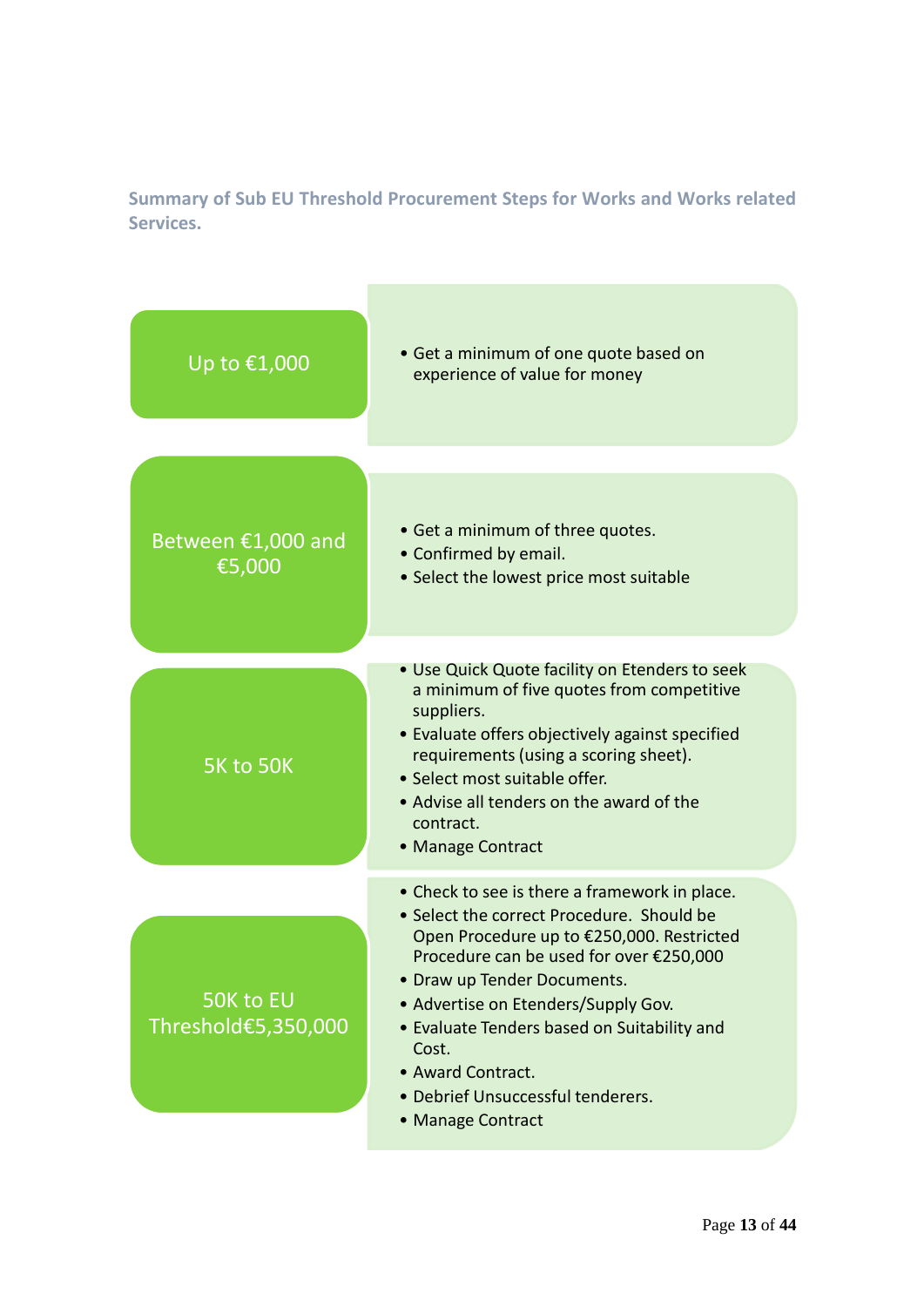**Summary of Sub EU Threshold Procurement Steps for Works and Works related Services.**

**Up to €1,000**

- Get a minimum of one quote based on experience of value for money

**Between €1,000 and €5,000**

- Get a minimum of three quotes.
- Confirmed by email.
- Select the lowest price most suitable

**5K to 50K**

- Use Quick Quote facility on Etenders to seek a minimum of five quotes from competitive suppliers.
- Evaluate offers objectively against specified requirements (using a scoring sheet).
- Select most suitable offer.
- Advise all tenders on the award of the contract.
- Manage Contract

**50K to EU Threshold€5,350,000**

- Check to see is there a framework in place.
- Select the correct Procedure. Should be Open Procedure up to €250,000. Restricted Procedure can be used for over €250,000
- Draw up Tender Documents.
- Advertise on Etenders/Supply Gov.
- Evaluate Tenders based on Suitability and Cost.
- Award Contract.
- Debrief Unsuccessful tenderers.
- Manage Contract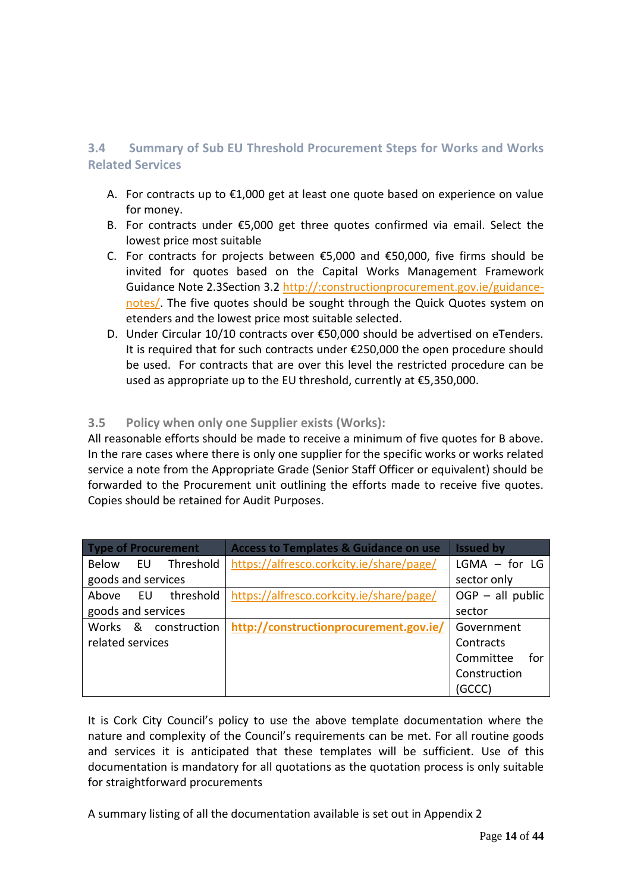### 3.4 Summary of Sub EU Threshold Procurement Steps for Works and Works Related Services

A. For contracts up to €1,000 get at least one quote based on experience on value for money.

B. For contracts under €5,000 get three quotes confirmed via email. Select the lowest price most suitable

C. For contracts for projects between €5,000 and €50,000, five firms should be invited for quotes based on the Capital Works Management Framework Guidance Note 2.3Section 3.2 http://:constructionprocurement.gov.ie/guidance-notes/. The five quotes should be sought through the Quick Quotes system on etenders and the lowest price most suitable selected.

D. Under Circular 10/10 contracts over €50,000 should be advertised on eTenders. It is required that for such contracts under €250,000 the open procedure should be used. For contracts that are over this level the restricted procedure can be used as appropriate up to the EU threshold, currently at €5,350,000.

### 3.5 Policy when only one Supplier exists (Works):

All reasonable efforts should be made to receive a minimum of five quotes for B above. In the rare cases where there is only one supplier for the specific works or works related service a note from the Appropriate Grade (Senior Staff Officer or equivalent) should be forwarded to the Procurement unit outlining the efforts made to receive five quotes. Copies should be retained for Audit Purposes.

| Type of Procurement | Access to Templates & Guidance on use | Issued by |
|---|---|---|
| Below EU Threshold goods and services | https://alfresco.corkcity.ie/share/page/ | LGMA – for LG sector only |
| Above EU threshold goods and services | https://alfresco.corkcity.ie/share/page/ | OGP – all public sector |
| Works & construction related services | **http://constructionprocurement.gov.ie/** | Government Contracts Committee for Construction (GCCC) |

It is Cork City Council's policy to use the above template documentation where the nature and complexity of the Council's requirements can be met. For all routine goods and services it is anticipated that these templates will be sufficient. Use of this documentation is mandatory for all quotations as the quotation process is only suitable for straightforward procurements

A summary listing of all the documentation available is set out in Appendix 2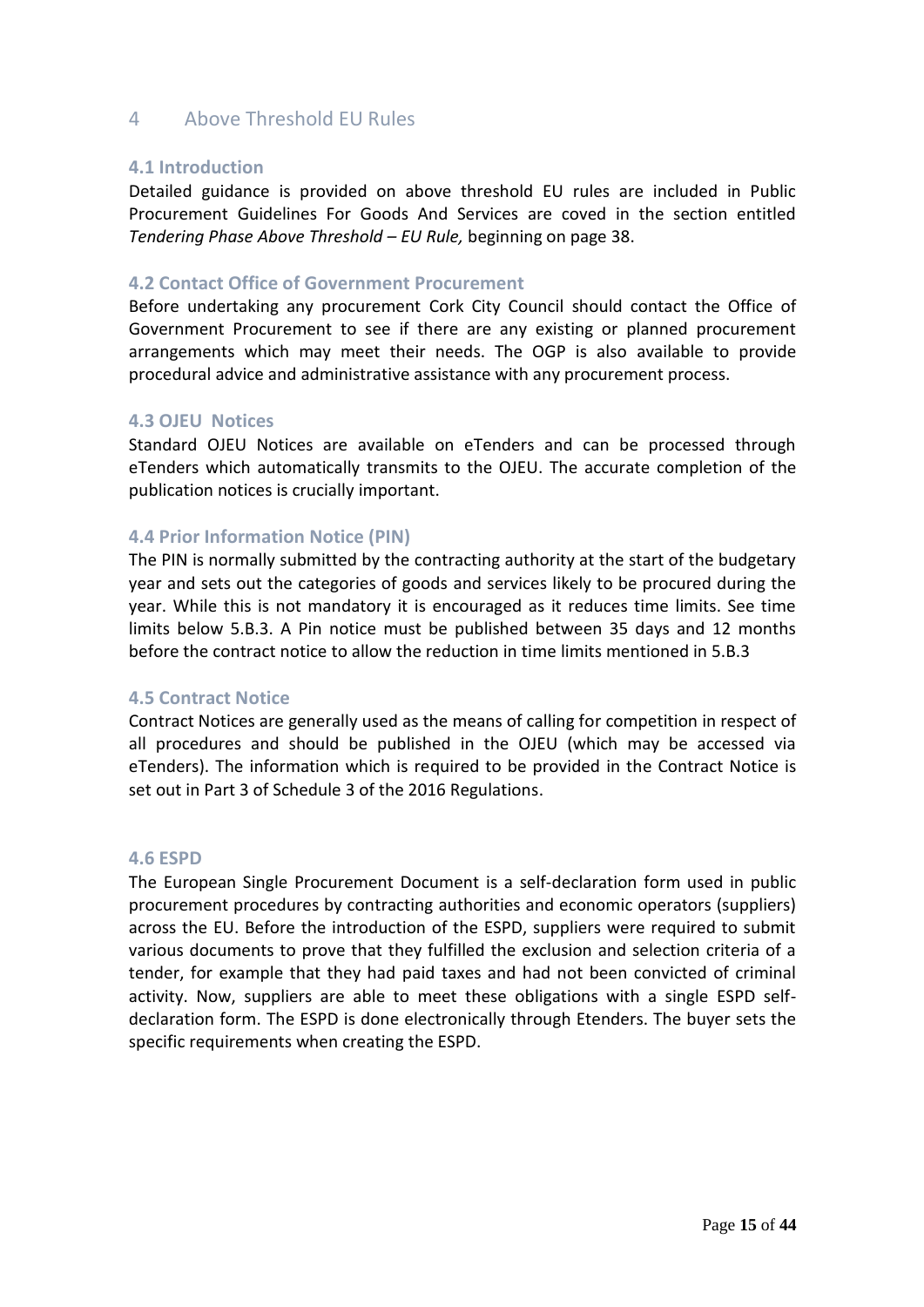# 4 Above Threshold EU Rules

## 4.1 Introduction

Detailed guidance is provided on above threshold EU rules are included in Public Procurement Guidelines For Goods And Services are coved in the section entitled *Tendering Phase Above Threshold – EU Rule,* beginning on page 38.

## 4.2 Contact Office of Government Procurement

Before undertaking any procurement Cork City Council should contact the Office of Government Procurement to see if there are any existing or planned procurement arrangements which may meet their needs. The OGP is also available to provide procedural advice and administrative assistance with any procurement process.

## 4.3 OJEU Notices

Standard OJEU Notices are available on eTenders and can be processed through eTenders which automatically transmits to the OJEU. The accurate completion of the publication notices is crucially important.

## 4.4 Prior Information Notice (PIN)

The PIN is normally submitted by the contracting authority at the start of the budgetary year and sets out the categories of goods and services likely to be procured during the year. While this is not mandatory it is encouraged as it reduces time limits. See time limits below 5.B.3. A Pin notice must be published between 35 days and 12 months before the contract notice to allow the reduction in time limits mentioned in 5.B.3

## 4.5 Contract Notice

Contract Notices are generally used as the means of calling for competition in respect of all procedures and should be published in the OJEU (which may be accessed via eTenders). The information which is required to be provided in the Contract Notice is set out in Part 3 of Schedule 3 of the 2016 Regulations.

## 4.6 ESPD

The European Single Procurement Document is a self-declaration form used in public procurement procedures by contracting authorities and economic operators (suppliers) across the EU. Before the introduction of the ESPD, suppliers were required to submit various documents to prove that they fulfilled the exclusion and selection criteria of a tender, for example that they had paid taxes and had not been convicted of criminal activity. Now, suppliers are able to meet these obligations with a single ESPD self-declaration form. The ESPD is done electronically through Etenders. The buyer sets the specific requirements when creating the ESPD.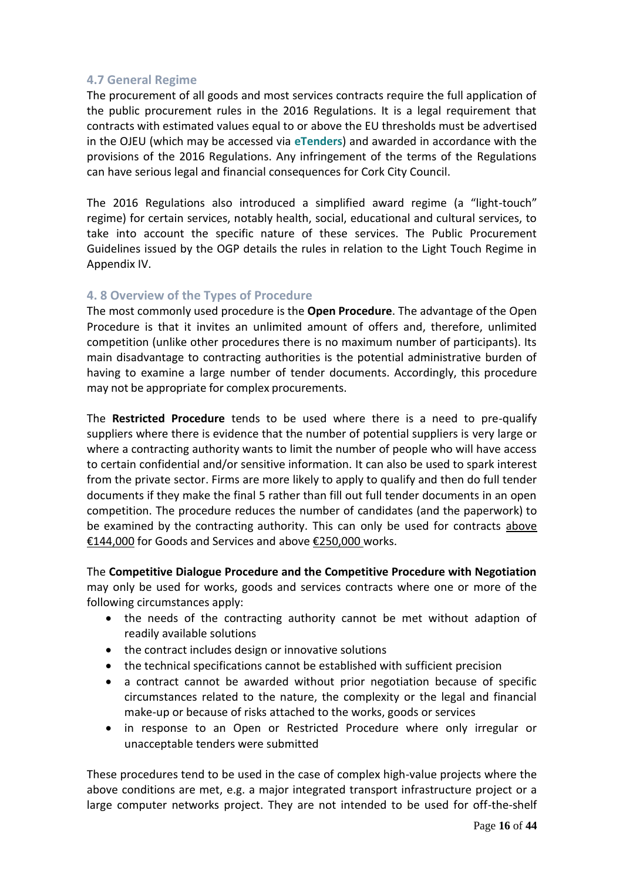### 4.7 General Regime

The procurement of all goods and most services contracts require the full application of the public procurement rules in the 2016 Regulations. It is a legal requirement that contracts with estimated values equal to or above the EU thresholds must be advertised in the OJEU (which may be accessed via **eTenders**) and awarded in accordance with the provisions of the 2016 Regulations. Any infringement of the terms of the Regulations can have serious legal and financial consequences for Cork City Council.

The 2016 Regulations also introduced a simplified award regime (a "light-touch" regime) for certain services, notably health, social, educational and cultural services, to take into account the specific nature of these services. The Public Procurement Guidelines issued by the OGP details the rules in relation to the Light Touch Regime in Appendix IV.

### 4. 8 Overview of the Types of Procedure

The most commonly used procedure is the **Open Procedure**. The advantage of the Open Procedure is that it invites an unlimited amount of offers and, therefore, unlimited competition (unlike other procedures there is no maximum number of participants). Its main disadvantage to contracting authorities is the potential administrative burden of having to examine a large number of tender documents. Accordingly, this procedure may not be appropriate for complex procurements.

The **Restricted Procedure** tends to be used where there is a need to pre-qualify suppliers where there is evidence that the number of potential suppliers is very large or where a contracting authority wants to limit the number of people who will have access to certain confidential and/or sensitive information. It can also be used to spark interest from the private sector. Firms are more likely to apply to qualify and then do full tender documents if they make the final 5 rather than fill out full tender documents in an open competition. The procedure reduces the number of candidates (and the paperwork) to be examined by the contracting authority. This can only be used for contracts above €144,000 for Goods and Services and above €250,000 works.

The **Competitive Dialogue Procedure and the Competitive Procedure with Negotiation** may only be used for works, goods and services contracts where one or more of the following circumstances apply:

- the needs of the contracting authority cannot be met without adaption of readily available solutions
- the contract includes design or innovative solutions
- the technical specifications cannot be established with sufficient precision
- a contract cannot be awarded without prior negotiation because of specific circumstances related to the nature, the complexity or the legal and financial make-up or because of risks attached to the works, goods or services
- in response to an Open or Restricted Procedure where only irregular or unacceptable tenders were submitted

These procedures tend to be used in the case of complex high-value projects where the above conditions are met, e.g. a major integrated transport infrastructure project or a large computer networks project. They are not intended to be used for off-the-shelf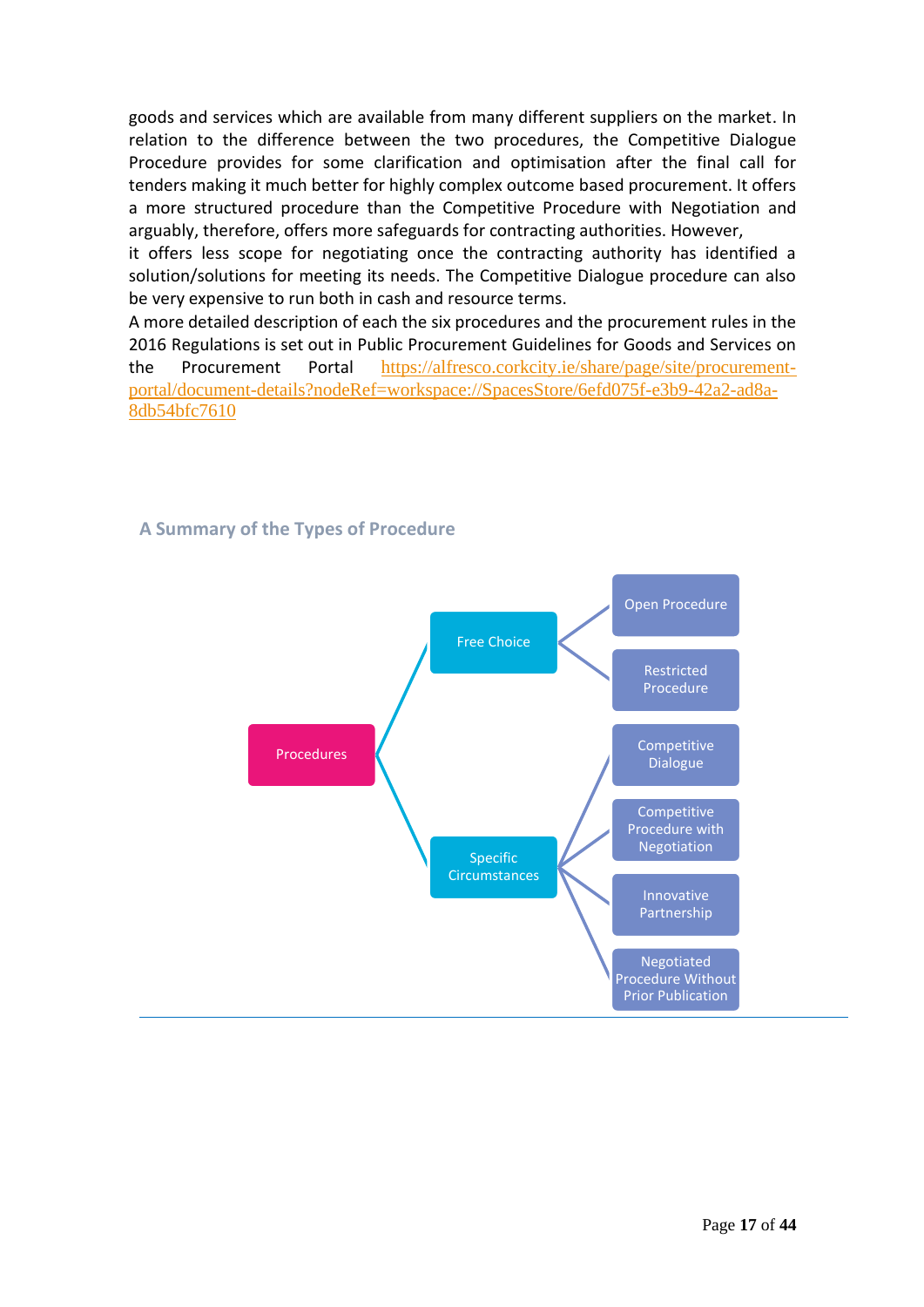goods and services which are available from many different suppliers on the market. In relation to the difference between the two procedures, the Competitive Dialogue Procedure provides for some clarification and optimisation after the final call for tenders making it much better for highly complex outcome based procurement. It offers a more structured procedure than the Competitive Procedure with Negotiation and arguably, therefore, offers more safeguards for contracting authorities. However, it offers less scope for negotiating once the contracting authority has identified a solution/solutions for meeting its needs. The Competitive Dialogue procedure can also be very expensive to run both in cash and resource terms.

A more detailed description of each the six procedures and the procurement rules in the 2016 Regulations is set out in Public Procurement Guidelines for Goods and Services on the Procurement Portal https://alfresco.corkcity.ie/share/page/site/procurement-portal/document-details?nodeRef=workspace://SpacesStore/6efd075f-e3b9-42a2-ad8a-8db54bfc7610

### A Summary of the Types of Procedure

- Procedures
  - Free Choice
    - Open Procedure
    - Restricted Procedure
  - Specific Circumstances
    - Competitive Dialogue
    - Competitive Procedure with Negotiation
    - Innovative Partnership
    - Negotiated Procedure Without Prior Publication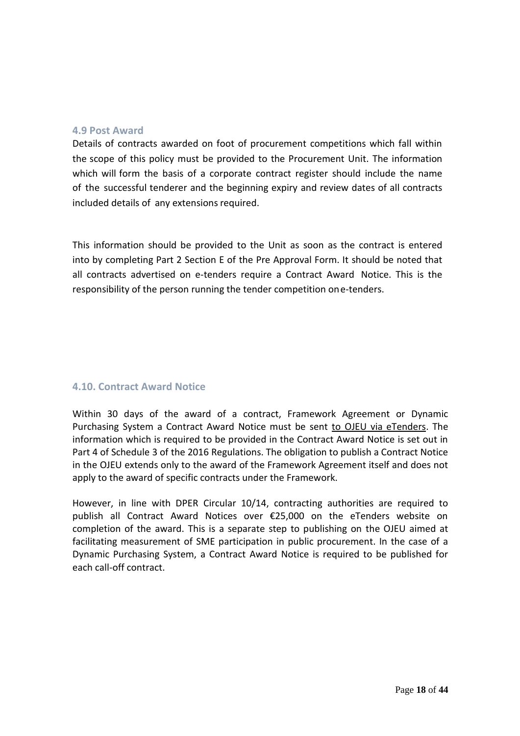### 4.9 Post Award

Details of contracts awarded on foot of procurement competitions which fall within the scope of this policy must be provided to the Procurement Unit. The information which will form the basis of a corporate contract register should include the name of the successful tenderer and the beginning expiry and review dates of all contracts included details of any extensions required.

This information should be provided to the Unit as soon as the contract is entered into by completing Part 2 Section E of the Pre Approval Form. It should be noted that all contracts advertised on e-tenders require a Contract Award Notice. This is the responsibility of the person running the tender competition on e-tenders.

### 4.10. Contract Award Notice

Within 30 days of the award of a contract, Framework Agreement or Dynamic Purchasing System a Contract Award Notice must be sent to OJEU via eTenders. The information which is required to be provided in the Contract Award Notice is set out in Part 4 of Schedule 3 of the 2016 Regulations. The obligation to publish a Contract Notice in the OJEU extends only to the award of the Framework Agreement itself and does not apply to the award of specific contracts under the Framework.

However, in line with DPER Circular 10/14, contracting authorities are required to publish all Contract Award Notices over €25,000 on the eTenders website on completion of the award. This is a separate step to publishing on the OJEU aimed at facilitating measurement of SME participation in public procurement. In the case of a Dynamic Purchasing System, a Contract Award Notice is required to be published for each call-off contract.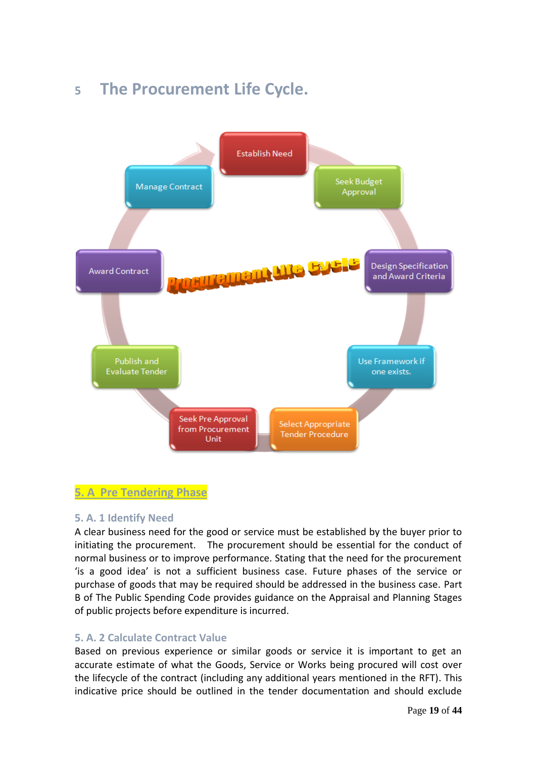# 5 The Procurement Life Cycle.

Establish Need

Seek Budget Approval

Design Specification and Award Criteria

Use Framework if one exists.

Select Appropriate Tender Procedure

Seek Pre Approval from Procurement Unit

Publish and Evaluate Tender

Award Contract

Manage Contract

Procurement Life Cycle

## 5. A Pre Tendering Phase

### 5. A. 1 Identify Need

A clear business need for the good or service must be established by the buyer prior to initiating the procurement. The procurement should be essential for the conduct of normal business or to improve performance. Stating that the need for the procurement 'is a good idea' is not a sufficient business case. Future phases of the service or purchase of goods that may be required should be addressed in the business case. Part B of The Public Spending Code provides guidance on the Appraisal and Planning Stages of public projects before expenditure is incurred.

### 5. A. 2 Calculate Contract Value

Based on previous experience or similar goods or service it is important to get an accurate estimate of what the Goods, Service or Works being procured will cost over the lifecycle of the contract (including any additional years mentioned in the RFT). This indicative price should be outlined in the tender documentation and should exclude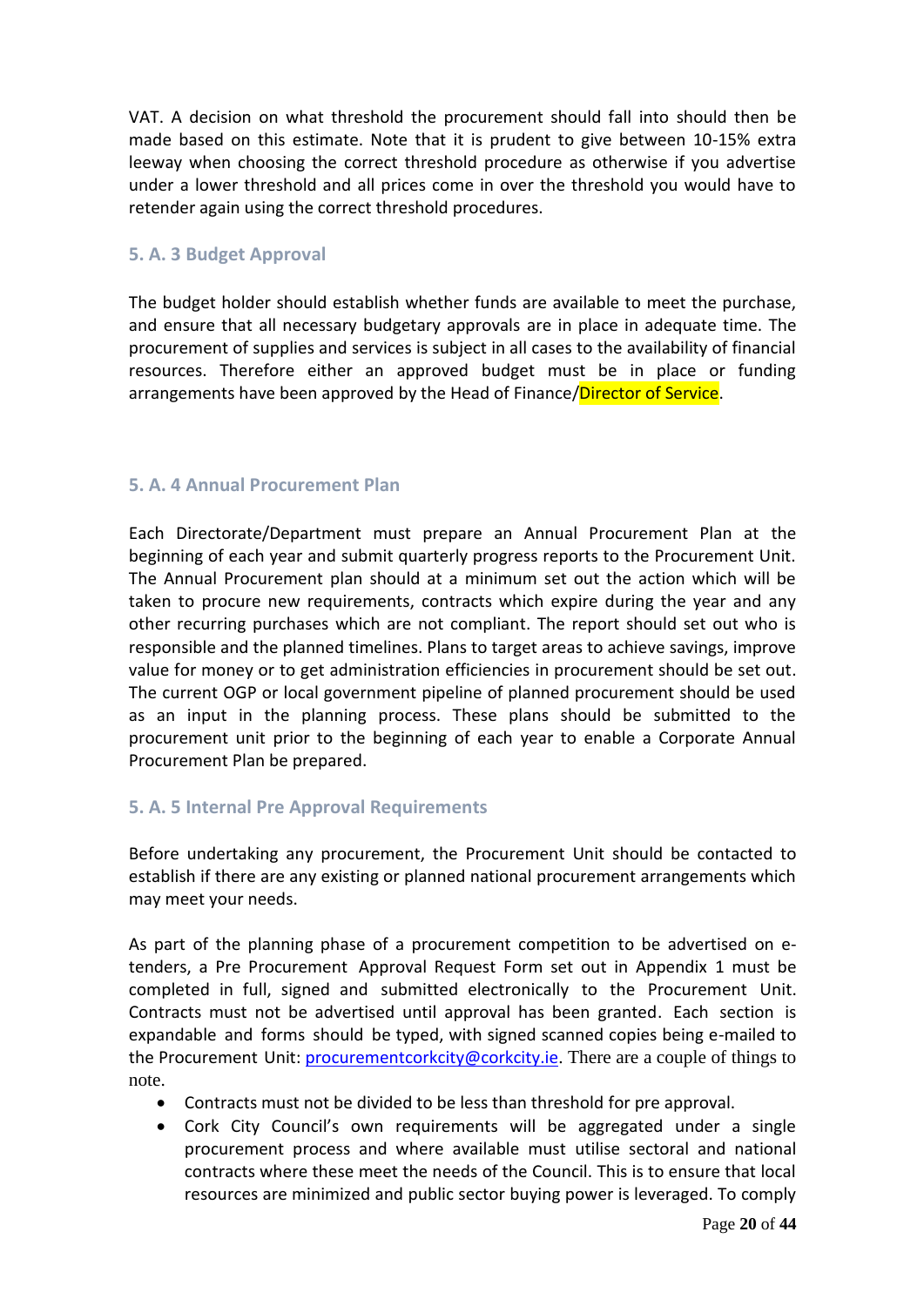VAT. A decision on what threshold the procurement should fall into should then be made based on this estimate. Note that it is prudent to give between 10-15% extra leeway when choosing the correct threshold procedure as otherwise if you advertise under a lower threshold and all prices come in over the threshold you would have to retender again using the correct threshold procedures.

### 5. A. 3 Budget Approval

The budget holder should establish whether funds are available to meet the purchase, and ensure that all necessary budgetary approvals are in place in adequate time. The procurement of supplies and services is subject in all cases to the availability of financial resources. Therefore either an approved budget must be in place or funding arrangements have been approved by the Head of Finance/Director of Service.

### 5. A. 4 Annual Procurement Plan

Each Directorate/Department must prepare an Annual Procurement Plan at the beginning of each year and submit quarterly progress reports to the Procurement Unit. The Annual Procurement plan should at a minimum set out the action which will be taken to procure new requirements, contracts which expire during the year and any other recurring purchases which are not compliant. The report should set out who is responsible and the planned timelines. Plans to target areas to achieve savings, improve value for money or to get administration efficiencies in procurement should be set out. The current OGP or local government pipeline of planned procurement should be used as an input in the planning process. These plans should be submitted to the procurement unit prior to the beginning of each year to enable a Corporate Annual Procurement Plan be prepared.

### 5. A. 5 Internal Pre Approval Requirements

Before undertaking any procurement, the Procurement Unit should be contacted to establish if there are any existing or planned national procurement arrangements which may meet your needs.

As part of the planning phase of a procurement competition to be advertised on e-tenders, a Pre Procurement Approval Request Form set out in Appendix 1 must be completed in full, signed and submitted electronically to the Procurement Unit. Contracts must not be advertised until approval has been granted. Each section is expandable and forms should be typed, with signed scanned copies being e-mailed to the Procurement Unit: procurementcorkcity@corkcity.ie. There are a couple of things to note.

- Contracts must not be divided to be less than threshold for pre approval.
- Cork City Council's own requirements will be aggregated under a single procurement process and where available must utilise sectoral and national contracts where these meet the needs of the Council. This is to ensure that local resources are minimized and public sector buying power is leveraged. To comply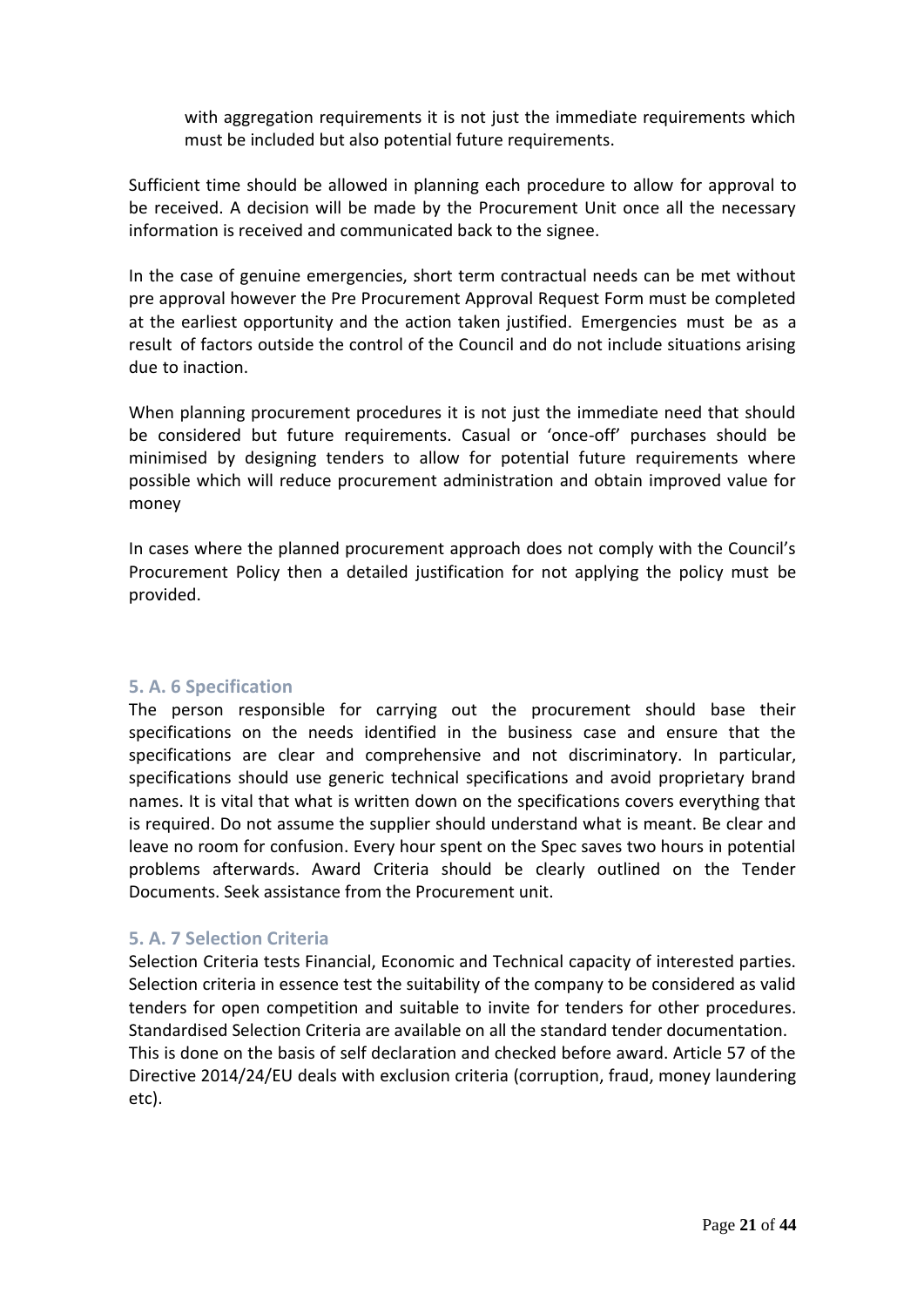with aggregation requirements it is not just the immediate requirements which must be included but also potential future requirements.

Sufficient time should be allowed in planning each procedure to allow for approval to be received. A decision will be made by the Procurement Unit once all the necessary information is received and communicated back to the signee.

In the case of genuine emergencies, short term contractual needs can be met without pre approval however the Pre Procurement Approval Request Form must be completed at the earliest opportunity and the action taken justified. Emergencies must be as a result of factors outside the control of the Council and do not include situations arising due to inaction.

When planning procurement procedures it is not just the immediate need that should be considered but future requirements. Casual or 'once-off' purchases should be minimised by designing tenders to allow for potential future requirements where possible which will reduce procurement administration and obtain improved value for money

In cases where the planned procurement approach does not comply with the Council's Procurement Policy then a detailed justification for not applying the policy must be provided.

### 5. A. 6 Specification

The person responsible for carrying out the procurement should base their specifications on the needs identified in the business case and ensure that the specifications are clear and comprehensive and not discriminatory. In particular, specifications should use generic technical specifications and avoid proprietary brand names. It is vital that what is written down on the specifications covers everything that is required. Do not assume the supplier should understand what is meant. Be clear and leave no room for confusion. Every hour spent on the Spec saves two hours in potential problems afterwards. Award Criteria should be clearly outlined on the Tender Documents. Seek assistance from the Procurement unit.

### 5. A. 7 Selection Criteria

Selection Criteria tests Financial, Economic and Technical capacity of interested parties. Selection criteria in essence test the suitability of the company to be considered as valid tenders for open competition and suitable to invite for tenders for other procedures. Standardised Selection Criteria are available on all the standard tender documentation. This is done on the basis of self declaration and checked before award. Article 57 of the Directive 2014/24/EU deals with exclusion criteria (corruption, fraud, money laundering etc).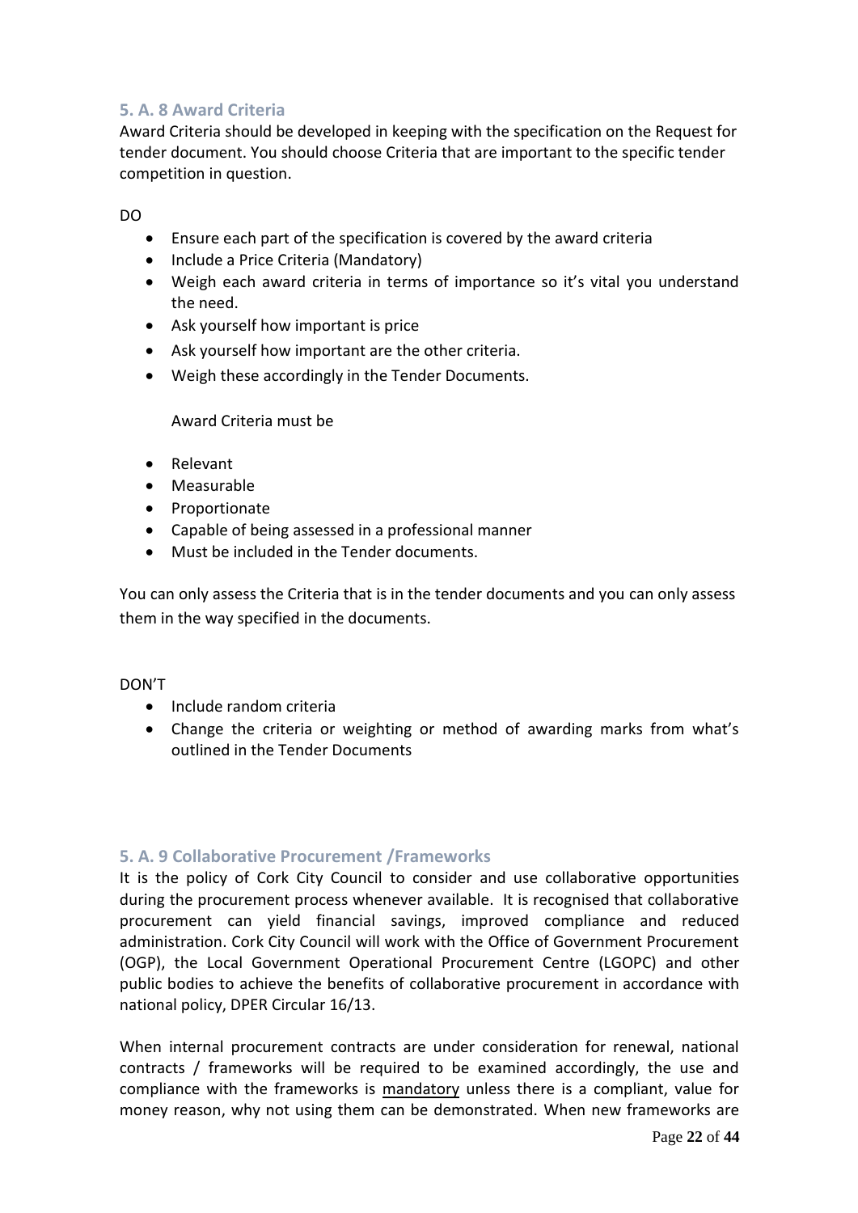### 5. A. 8 Award Criteria

Award Criteria should be developed in keeping with the specification on the Request for tender document. You should choose Criteria that are important to the specific tender competition in question.

DO

- Ensure each part of the specification is covered by the award criteria
- Include a Price Criteria (Mandatory)
- Weigh each award criteria in terms of importance so it's vital you understand the need.
- Ask yourself how important is price
- Ask yourself how important are the other criteria.
- Weigh these accordingly in the Tender Documents.

Award Criteria must be

- Relevant
- Measurable
- Proportionate
- Capable of being assessed in a professional manner
- Must be included in the Tender documents.

You can only assess the Criteria that is in the tender documents and you can only assess them in the way specified in the documents.

DON'T

- Include random criteria
- Change the criteria or weighting or method of awarding marks from what's outlined in the Tender Documents

### 5. A. 9 Collaborative Procurement /Frameworks

It is the policy of Cork City Council to consider and use collaborative opportunities during the procurement process whenever available. It is recognised that collaborative procurement can yield financial savings, improved compliance and reduced administration. Cork City Council will work with the Office of Government Procurement (OGP), the Local Government Operational Procurement Centre (LGOPC) and other public bodies to achieve the benefits of collaborative procurement in accordance with national policy, DPER Circular 16/13.

When internal procurement contracts are under consideration for renewal, national contracts / frameworks will be required to be examined accordingly, the use and compliance with the frameworks is <u>mandatory</u> unless there is a compliant, value for money reason, why not using them can be demonstrated. When new frameworks are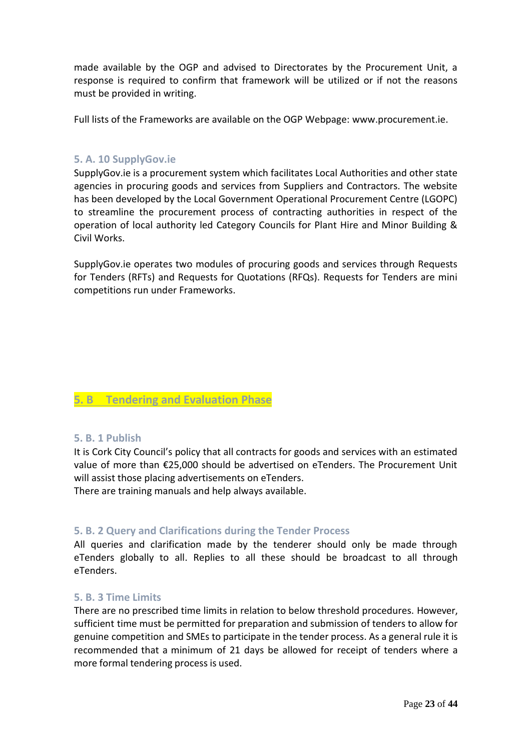made available by the OGP and advised to Directorates by the Procurement Unit, a response is required to confirm that framework will be utilized or if not the reasons must be provided in writing.

Full lists of the Frameworks are available on the OGP Webpage: www.procurement.ie.

### 5. A. 10 SupplyGov.ie

SupplyGov.ie is a procurement system which facilitates Local Authorities and other state agencies in procuring goods and services from Suppliers and Contractors. The website has been developed by the Local Government Operational Procurement Centre (LGOPC) to streamline the procurement process of contracting authorities in respect of the operation of local authority led Category Councils for Plant Hire and Minor Building & Civil Works.

SupplyGov.ie operates two modules of procuring goods and services through Requests for Tenders (RFTs) and Requests for Quotations (RFQs). Requests for Tenders are mini competitions run under Frameworks.

## 5. B Tendering and Evaluation Phase

### 5. B. 1 Publish

It is Cork City Council's policy that all contracts for goods and services with an estimated value of more than €25,000 should be advertised on eTenders. The Procurement Unit will assist those placing advertisements on eTenders.
There are training manuals and help always available.

### 5. B. 2 Query and Clarifications during the Tender Process

All queries and clarification made by the tenderer should only be made through eTenders globally to all. Replies to all these should be broadcast to all through eTenders.

### 5. B. 3 Time Limits

There are no prescribed time limits in relation to below threshold procedures. However, sufficient time must be permitted for preparation and submission of tenders to allow for genuine competition and SMEs to participate in the tender process. As a general rule it is recommended that a minimum of 21 days be allowed for receipt of tenders where a more formal tendering process is used.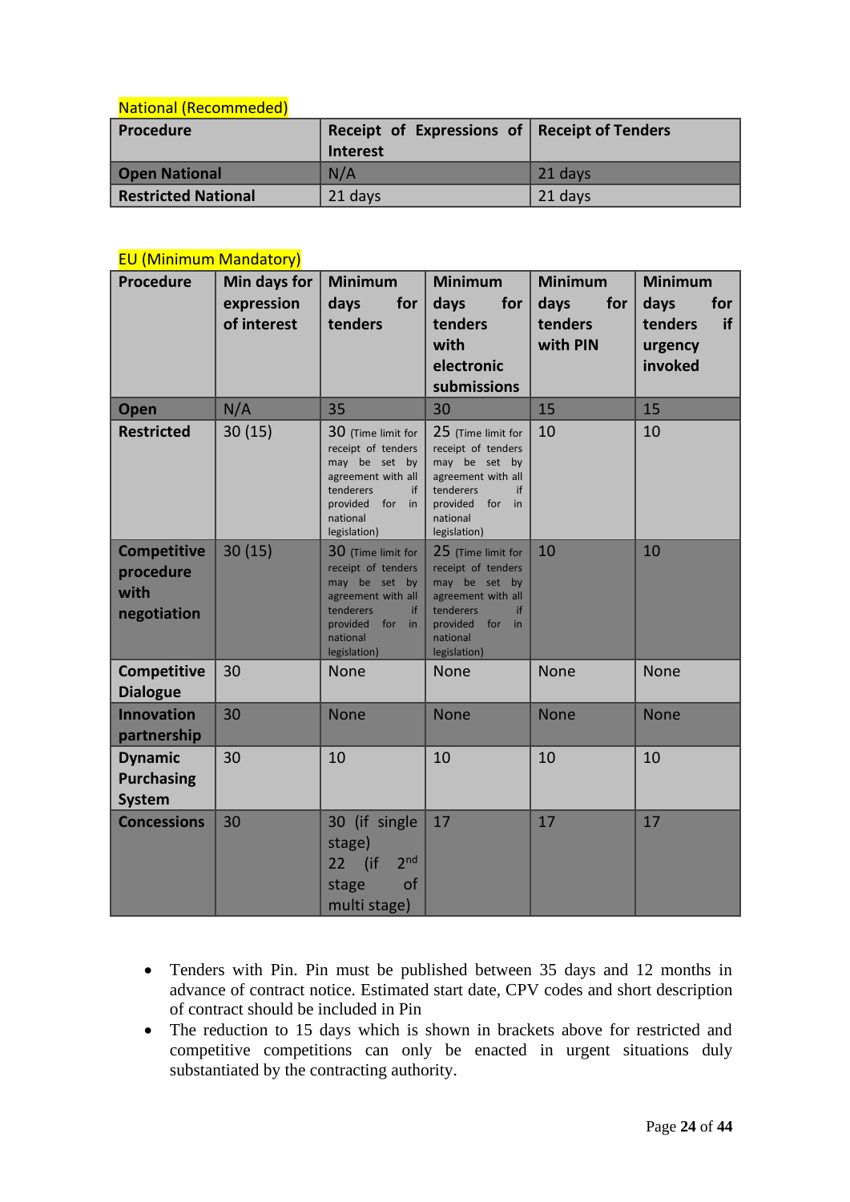National (Recommeded)

| Procedure | Receipt of Expressions of Interest | Receipt of Tenders |
|---|---|---|
| **Open National** | N/A | 21 days |
| **Restricted National** | 21 days | 21 days |

EU (Minimum Mandatory)

| Procedure | Min days for expression of interest | Minimum days for tenders | Minimum days for tenders with electronic submissions | Minimum days for tenders with PIN | Minimum days for tenders if urgency invoked |
|---|---|---|---|---|---|
| **Open** | N/A | 35 | 30 | 15 | 15 |
| **Restricted** | 30 (15) | 30 (Time limit for receipt of tenders may be set by agreement with all tenderers if provided for in national legislation) | 25 (Time limit for receipt of tenders may be set by agreement with all tenderers if provided for in national legislation) | 10 | 10 |
| **Competitive procedure with negotiation** | 30 (15) | 30 (Time limit for receipt of tenders may be set by agreement with all tenderers if provided for in national legislation) | 25 (Time limit for receipt of tenders may be set by agreement with all tenderers if provided for in national legislation) | 10 | 10 |
| **Competitive Dialogue** | 30 | None | None | None | None |
| **Innovation partnership** | 30 | None | None | None | None |
| **Dynamic Purchasing System** | 30 | 10 | 10 | 10 | 10 |
| **Concessions** | 30 | 30 (if single stage) 22 (if 2nd stage of multi stage) | 17 | 17 | 17 |

- Tenders with Pin. Pin must be published between 35 days and 12 months in advance of contract notice. Estimated start date, CPV codes and short description of contract should be included in Pin
- The reduction to 15 days which is shown in brackets above for restricted and competitive competitions can only be enacted in urgent situations duly substantiated by the contracting authority.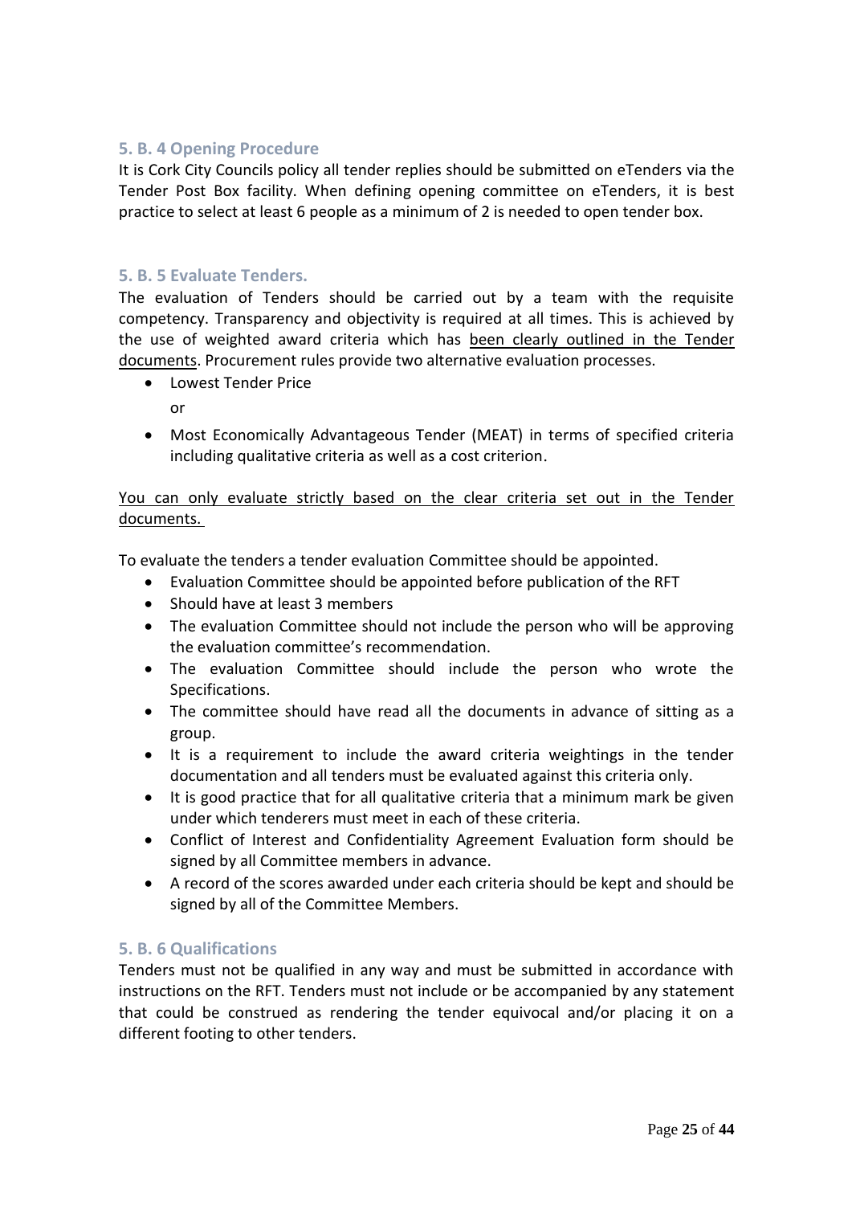### 5. B. 4 Opening Procedure

It is Cork City Councils policy all tender replies should be submitted on eTenders via the Tender Post Box facility. When defining opening committee on eTenders, it is best practice to select at least 6 people as a minimum of 2 is needed to open tender box.

### 5. B. 5 Evaluate Tenders.

The evaluation of Tenders should be carried out by a team with the requisite competency. Transparency and objectivity is required at all times. This is achieved by the use of weighted award criteria which has <u>been clearly outlined in the Tender documents</u>. Procurement rules provide two alternative evaluation processes.

- Lowest Tender Price

  or

- Most Economically Advantageous Tender (MEAT) in terms of specified criteria including qualitative criteria as well as a cost criterion.

<u>You can only evaluate strictly based on the clear criteria set out in the Tender documents.</u>

To evaluate the tenders a tender evaluation Committee should be appointed.

- Evaluation Committee should be appointed before publication of the RFT
- Should have at least 3 members
- The evaluation Committee should not include the person who will be approving the evaluation committee's recommendation.
- The evaluation Committee should include the person who wrote the Specifications.
- The committee should have read all the documents in advance of sitting as a group.
- It is a requirement to include the award criteria weightings in the tender documentation and all tenders must be evaluated against this criteria only.
- It is good practice that for all qualitative criteria that a minimum mark be given under which tenderers must meet in each of these criteria.
- Conflict of Interest and Confidentiality Agreement Evaluation form should be signed by all Committee members in advance.
- A record of the scores awarded under each criteria should be kept and should be signed by all of the Committee Members.

### 5. B. 6 Qualifications

Tenders must not be qualified in any way and must be submitted in accordance with instructions on the RFT. Tenders must not include or be accompanied by any statement that could be construed as rendering the tender equivocal and/or placing it on a different footing to other tenders.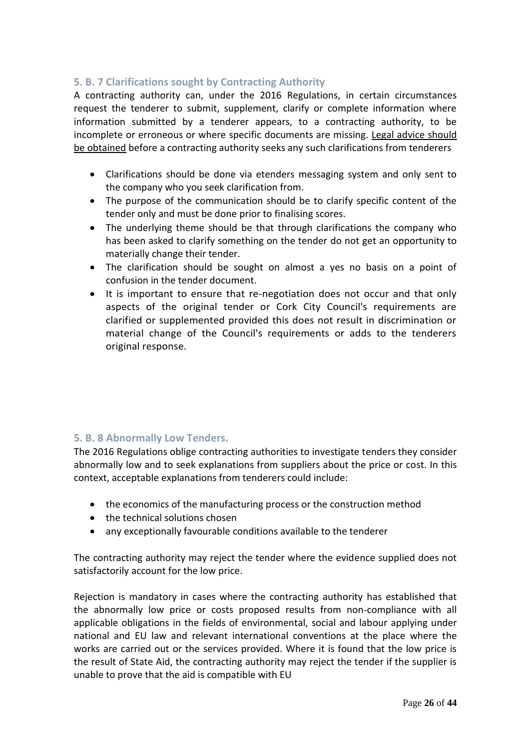### 5. B. 7 Clarifications sought by Contracting Authority

A contracting authority can, under the 2016 Regulations, in certain circumstances request the tenderer to submit, supplement, clarify or complete information where information submitted by a tenderer appears, to a contracting authority, to be incomplete or erroneous or where specific documents are missing. Legal advice should be obtained before a contracting authority seeks any such clarifications from tenderers

- Clarifications should be done via etenders messaging system and only sent to the company who you seek clarification from.
- The purpose of the communication should be to clarify specific content of the tender only and must be done prior to finalising scores.
- The underlying theme should be that through clarifications the company who has been asked to clarify something on the tender do not get an opportunity to materially change their tender.
- The clarification should be sought on almost a yes no basis on a point of confusion in the tender document.
- It is important to ensure that re-negotiation does not occur and that only aspects of the original tender or Cork City Council's requirements are clarified or supplemented provided this does not result in discrimination or material change of the Council's requirements or adds to the tenderers original response.

### 5. B. 8 Abnormally Low Tenders.

The 2016 Regulations oblige contracting authorities to investigate tenders they consider abnormally low and to seek explanations from suppliers about the price or cost. In this context, acceptable explanations from tenderers could include:

- the economics of the manufacturing process or the construction method
- the technical solutions chosen
- any exceptionally favourable conditions available to the tenderer

The contracting authority may reject the tender where the evidence supplied does not satisfactorily account for the low price.

Rejection is mandatory in cases where the contracting authority has established that the abnormally low price or costs proposed results from non-compliance with all applicable obligations in the fields of environmental, social and labour applying under national and EU law and relevant international conventions at the place where the works are carried out or the services provided. Where it is found that the low price is the result of State Aid, the contracting authority may reject the tender if the supplier is unable to prove that the aid is compatible with EU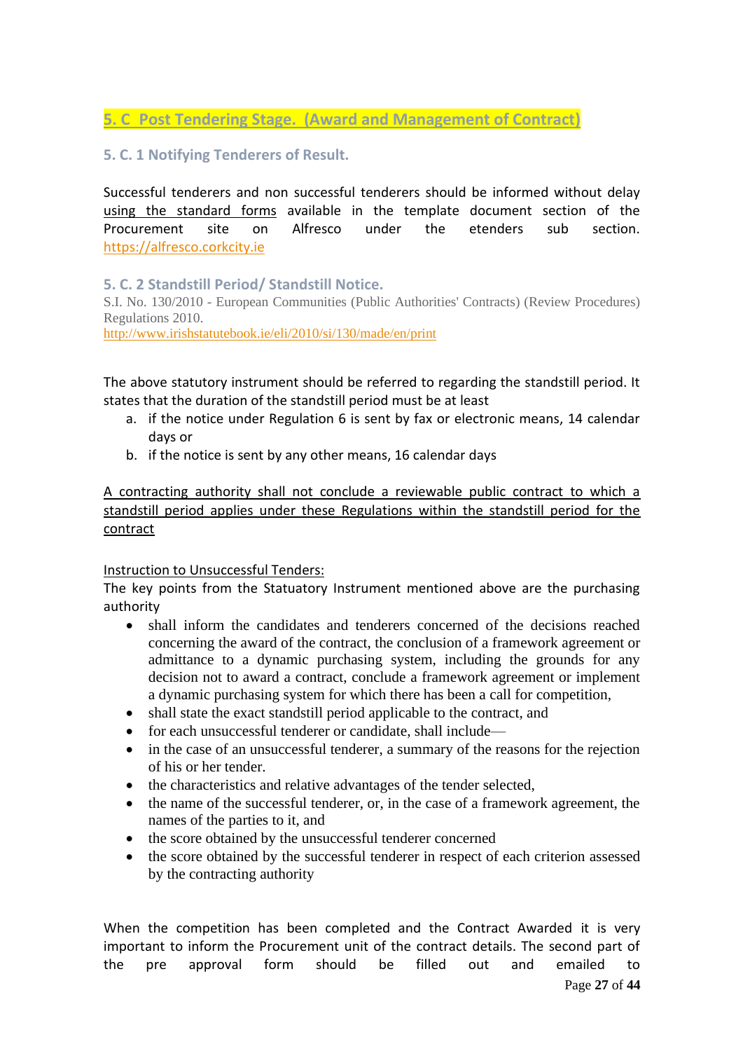## 5. C Post Tendering Stage. (Award and Management of Contract)

### 5. C. 1 Notifying Tenderers of Result.

Successful tenderers and non successful tenderers should be informed without delay using the standard forms available in the template document section of the Procurement site on Alfresco under the etenders sub section. https://alfresco.corkcity.ie

### 5. C. 2 Standstill Period/ Standstill Notice.

S.I. No. 130/2010 - European Communities (Public Authorities' Contracts) (Review Procedures) Regulations 2010.
http://www.irishstatutebook.ie/eli/2010/si/130/made/en/print

The above statutory instrument should be referred to regarding the standstill period. It states that the duration of the standstill period must be at least

a. if the notice under Regulation 6 is sent by fax or electronic means, 14 calendar days or
b. if the notice is sent by any other means, 16 calendar days

A contracting authority shall not conclude a reviewable public contract to which a standstill period applies under these Regulations within the standstill period for the contract

Instruction to Unsuccessful Tenders:

The key points from the Statuatory Instrument mentioned above are the purchasing authority

- shall inform the candidates and tenderers concerned of the decisions reached concerning the award of the contract, the conclusion of a framework agreement or admittance to a dynamic purchasing system, including the grounds for any decision not to award a contract, conclude a framework agreement or implement a dynamic purchasing system for which there has been a call for competition,
- shall state the exact standstill period applicable to the contract, and
- for each unsuccessful tenderer or candidate, shall include—
- in the case of an unsuccessful tenderer, a summary of the reasons for the rejection of his or her tender.
- the characteristics and relative advantages of the tender selected,
- the name of the successful tenderer, or, in the case of a framework agreement, the names of the parties to it, and
- the score obtained by the unsuccessful tenderer concerned
- the score obtained by the successful tenderer in respect of each criterion assessed by the contracting authority

When the competition has been completed and the Contract Awarded it is very important to inform the Procurement unit of the contract details. The second part of the pre approval form should be filled out and emailed to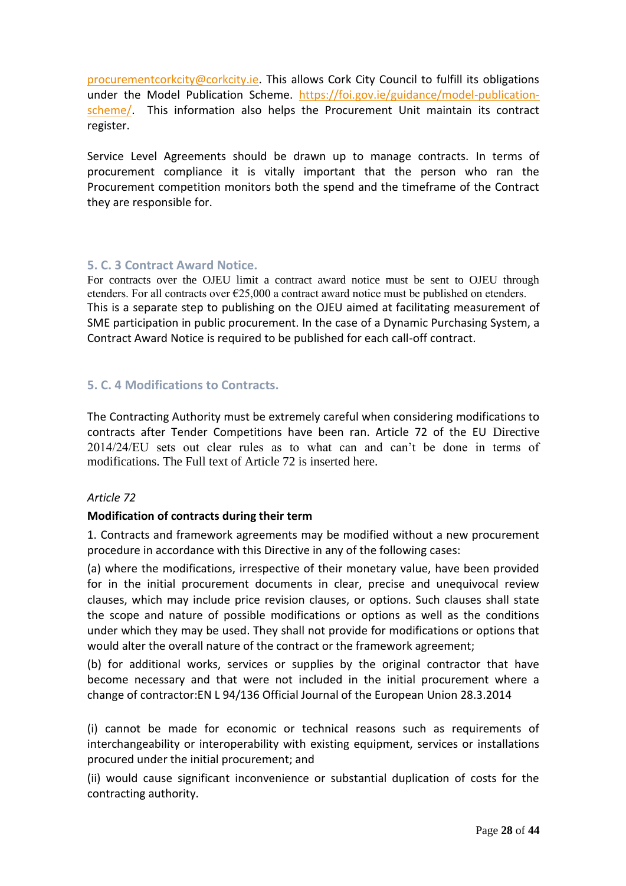procurementcorkcity@corkcity.ie. This allows Cork City Council to fulfill its obligations under the Model Publication Scheme. https://foi.gov.ie/guidance/model-publication-scheme/. This information also helps the Procurement Unit maintain its contract register.

Service Level Agreements should be drawn up to manage contracts. In terms of procurement compliance it is vitally important that the person who ran the Procurement competition monitors both the spend and the timeframe of the Contract they are responsible for.

### 5. C. 3 Contract Award Notice.

For contracts over the OJEU limit a contract award notice must be sent to OJEU through etenders. For all contracts over €25,000 a contract award notice must be published on etenders. This is a separate step to publishing on the OJEU aimed at facilitating measurement of SME participation in public procurement. In the case of a Dynamic Purchasing System, a Contract Award Notice is required to be published for each call-off contract.

### 5. C. 4 Modifications to Contracts.

The Contracting Authority must be extremely careful when considering modifications to contracts after Tender Competitions have been ran. Article 72 of the EU Directive 2014/24/EU sets out clear rules as to what can and can't be done in terms of modifications. The Full text of Article 72 is inserted here.

*Article 72*

**Modification of contracts during their term**

1. Contracts and framework agreements may be modified without a new procurement procedure in accordance with this Directive in any of the following cases:

(a) where the modifications, irrespective of their monetary value, have been provided for in the initial procurement documents in clear, precise and unequivocal review clauses, which may include price revision clauses, or options. Such clauses shall state the scope and nature of possible modifications or options as well as the conditions under which they may be used. They shall not provide for modifications or options that would alter the overall nature of the contract or the framework agreement;

(b) for additional works, services or supplies by the original contractor that have become necessary and that were not included in the initial procurement where a change of contractor:EN L 94/136 Official Journal of the European Union 28.3.2014

(i) cannot be made for economic or technical reasons such as requirements of interchangeability or interoperability with existing equipment, services or installations procured under the initial procurement; and

(ii) would cause significant inconvenience or substantial duplication of costs for the contracting authority.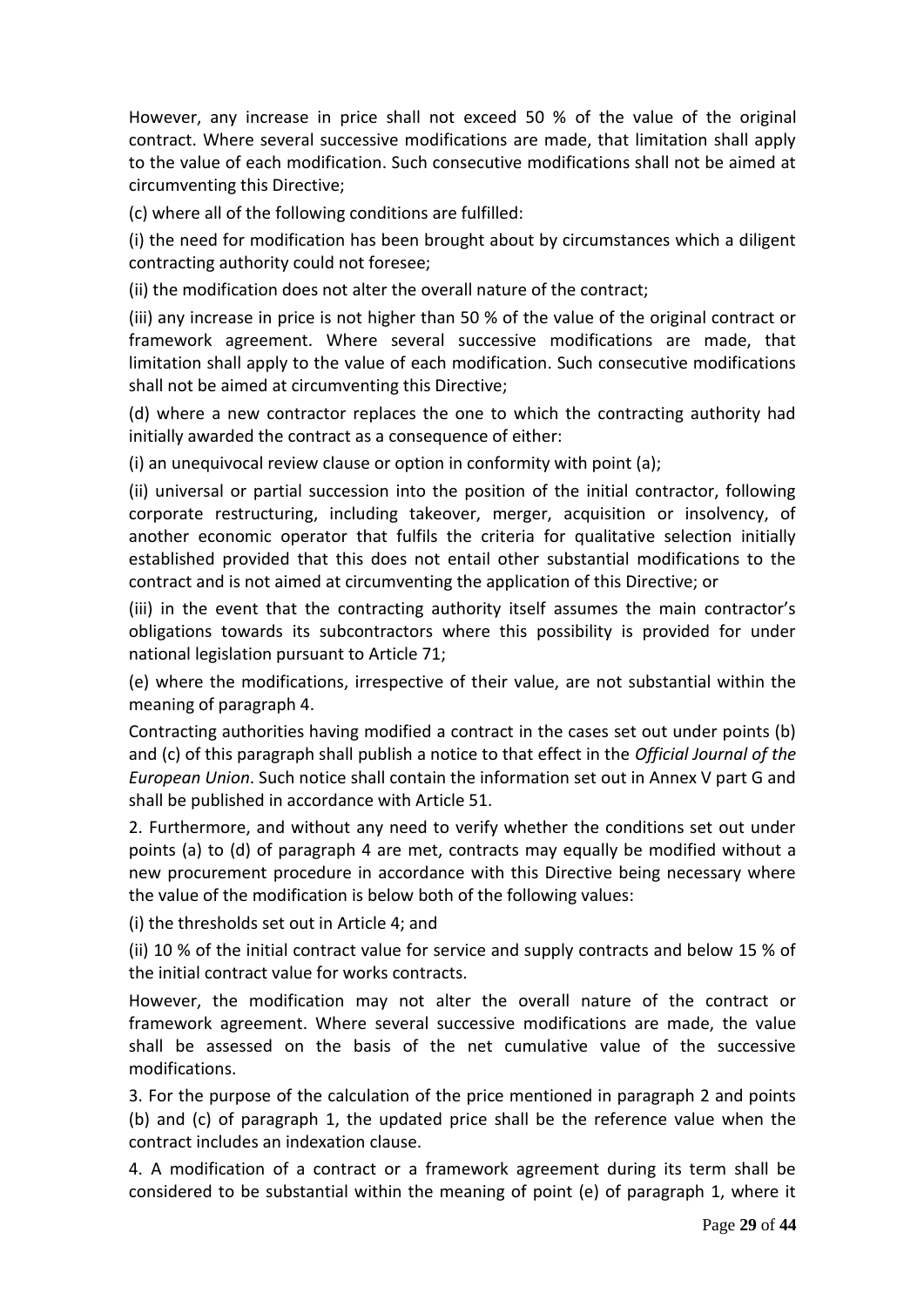However, any increase in price shall not exceed 50 % of the value of the original contract. Where several successive modifications are made, that limitation shall apply to the value of each modification. Such consecutive modifications shall not be aimed at circumventing this Directive;

(c) where all of the following conditions are fulfilled:

(i) the need for modification has been brought about by circumstances which a diligent contracting authority could not foresee;

(ii) the modification does not alter the overall nature of the contract;

(iii) any increase in price is not higher than 50 % of the value of the original contract or framework agreement. Where several successive modifications are made, that limitation shall apply to the value of each modification. Such consecutive modifications shall not be aimed at circumventing this Directive;

(d) where a new contractor replaces the one to which the contracting authority had initially awarded the contract as a consequence of either:

(i) an unequivocal review clause or option in conformity with point (a);

(ii) universal or partial succession into the position of the initial contractor, following corporate restructuring, including takeover, merger, acquisition or insolvency, of another economic operator that fulfils the criteria for qualitative selection initially established provided that this does not entail other substantial modifications to the contract and is not aimed at circumventing the application of this Directive; or

(iii) in the event that the contracting authority itself assumes the main contractor's obligations towards its subcontractors where this possibility is provided for under national legislation pursuant to Article 71;

(e) where the modifications, irrespective of their value, are not substantial within the meaning of paragraph 4.

Contracting authorities having modified a contract in the cases set out under points (b) and (c) of this paragraph shall publish a notice to that effect in the *Official Journal of the European Union*. Such notice shall contain the information set out in Annex V part G and shall be published in accordance with Article 51.

2. Furthermore, and without any need to verify whether the conditions set out under points (a) to (d) of paragraph 4 are met, contracts may equally be modified without a new procurement procedure in accordance with this Directive being necessary where the value of the modification is below both of the following values:

(i) the thresholds set out in Article 4; and

(ii) 10 % of the initial contract value for service and supply contracts and below 15 % of the initial contract value for works contracts.

However, the modification may not alter the overall nature of the contract or framework agreement. Where several successive modifications are made, the value shall be assessed on the basis of the net cumulative value of the successive modifications.

3. For the purpose of the calculation of the price mentioned in paragraph 2 and points (b) and (c) of paragraph 1, the updated price shall be the reference value when the contract includes an indexation clause.

4. A modification of a contract or a framework agreement during its term shall be considered to be substantial within the meaning of point (e) of paragraph 1, where it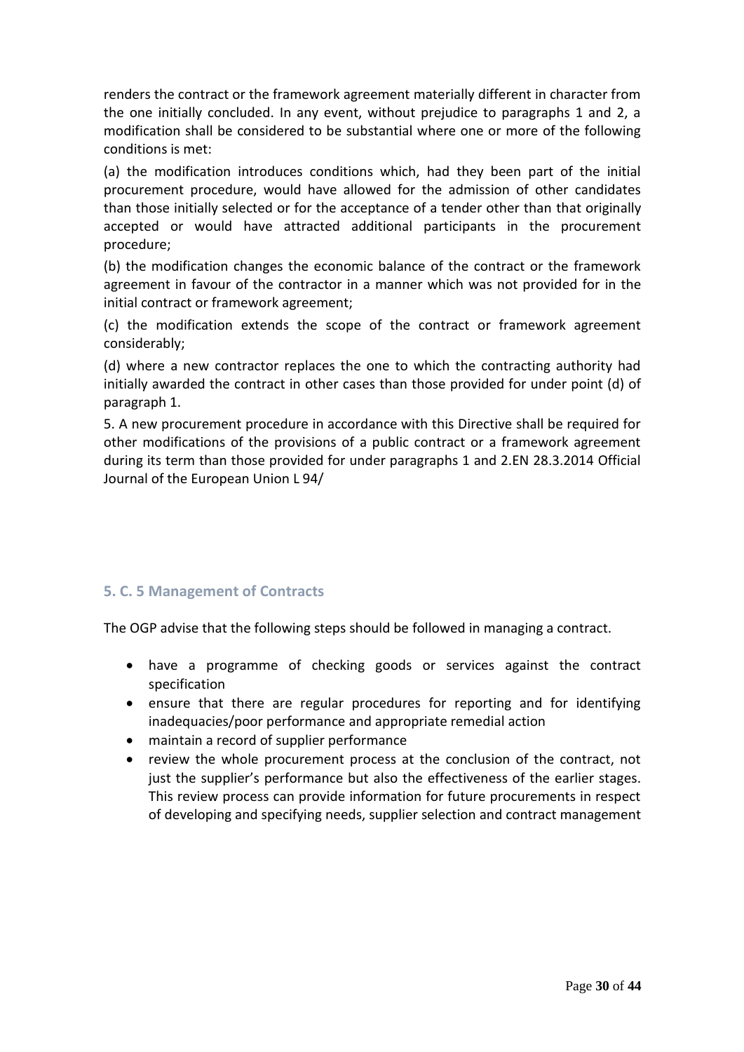renders the contract or the framework agreement materially different in character from the one initially concluded. In any event, without prejudice to paragraphs 1 and 2, a modification shall be considered to be substantial where one or more of the following conditions is met:

(a) the modification introduces conditions which, had they been part of the initial procurement procedure, would have allowed for the admission of other candidates than those initially selected or for the acceptance of a tender other than that originally accepted or would have attracted additional participants in the procurement procedure;

(b) the modification changes the economic balance of the contract or the framework agreement in favour of the contractor in a manner which was not provided for in the initial contract or framework agreement;

(c) the modification extends the scope of the contract or framework agreement considerably;

(d) where a new contractor replaces the one to which the contracting authority had initially awarded the contract in other cases than those provided for under point (d) of paragraph 1.

5. A new procurement procedure in accordance with this Directive shall be required for other modifications of the provisions of a public contract or a framework agreement during its term than those provided for under paragraphs 1 and 2.EN 28.3.2014 Official Journal of the European Union L 94/

### 5. C. 5 Management of Contracts

The OGP advise that the following steps should be followed in managing a contract.

- have a programme of checking goods or services against the contract specification
- ensure that there are regular procedures for reporting and for identifying inadequacies/poor performance and appropriate remedial action
- maintain a record of supplier performance
- review the whole procurement process at the conclusion of the contract, not just the supplier's performance but also the effectiveness of the earlier stages. This review process can provide information for future procurements in respect of developing and specifying needs, supplier selection and contract management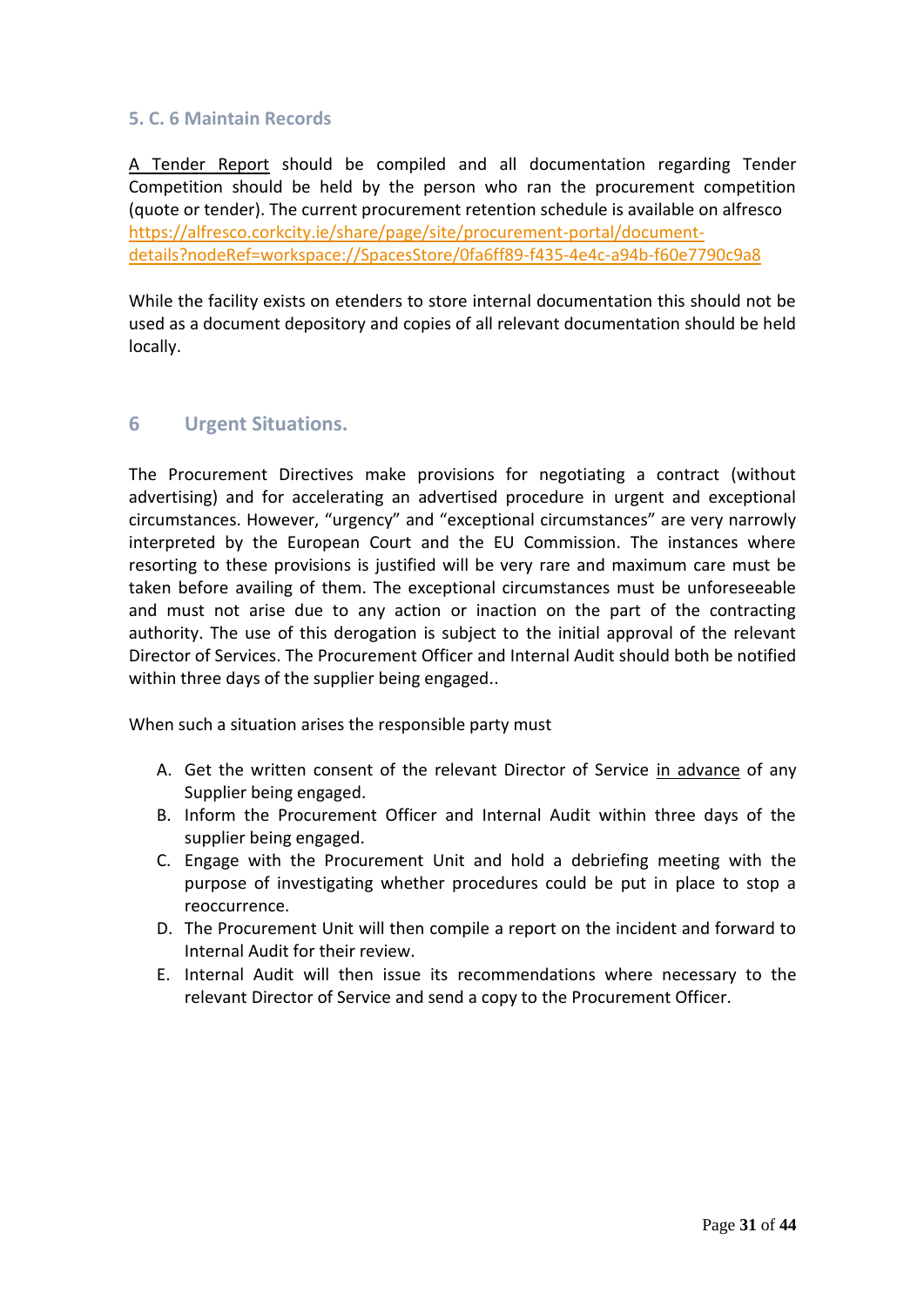### 5. C. 6 Maintain Records

<u>A Tender Report</u> should be compiled and all documentation regarding Tender Competition should be held by the person who ran the procurement competition (quote or tender). The current procurement retention schedule is available on alfresco https://alfresco.corkcity.ie/share/page/site/procurement-portal/document-details?nodeRef=workspace://SpacesStore/0fa6ff89-f435-4e4c-a94b-f60e7790c9a8

While the facility exists on etenders to store internal documentation this should not be used as a document depository and copies of all relevant documentation should be held locally.

## 6 Urgent Situations.

The Procurement Directives make provisions for negotiating a contract (without advertising) and for accelerating an advertised procedure in urgent and exceptional circumstances. However, "urgency" and "exceptional circumstances" are very narrowly interpreted by the European Court and the EU Commission. The instances where resorting to these provisions is justified will be very rare and maximum care must be taken before availing of them. The exceptional circumstances must be unforeseeable and must not arise due to any action or inaction on the part of the contracting authority. The use of this derogation is subject to the initial approval of the relevant Director of Services. The Procurement Officer and Internal Audit should both be notified within three days of the supplier being engaged..

When such a situation arises the responsible party must

A. Get the written consent of the relevant Director of Service <u>in advance</u> of any Supplier being engaged.
B. Inform the Procurement Officer and Internal Audit within three days of the supplier being engaged.
C. Engage with the Procurement Unit and hold a debriefing meeting with the purpose of investigating whether procedures could be put in place to stop a reoccurrence.
D. The Procurement Unit will then compile a report on the incident and forward to Internal Audit for their review.
E. Internal Audit will then issue its recommendations where necessary to the relevant Director of Service and send a copy to the Procurement Officer.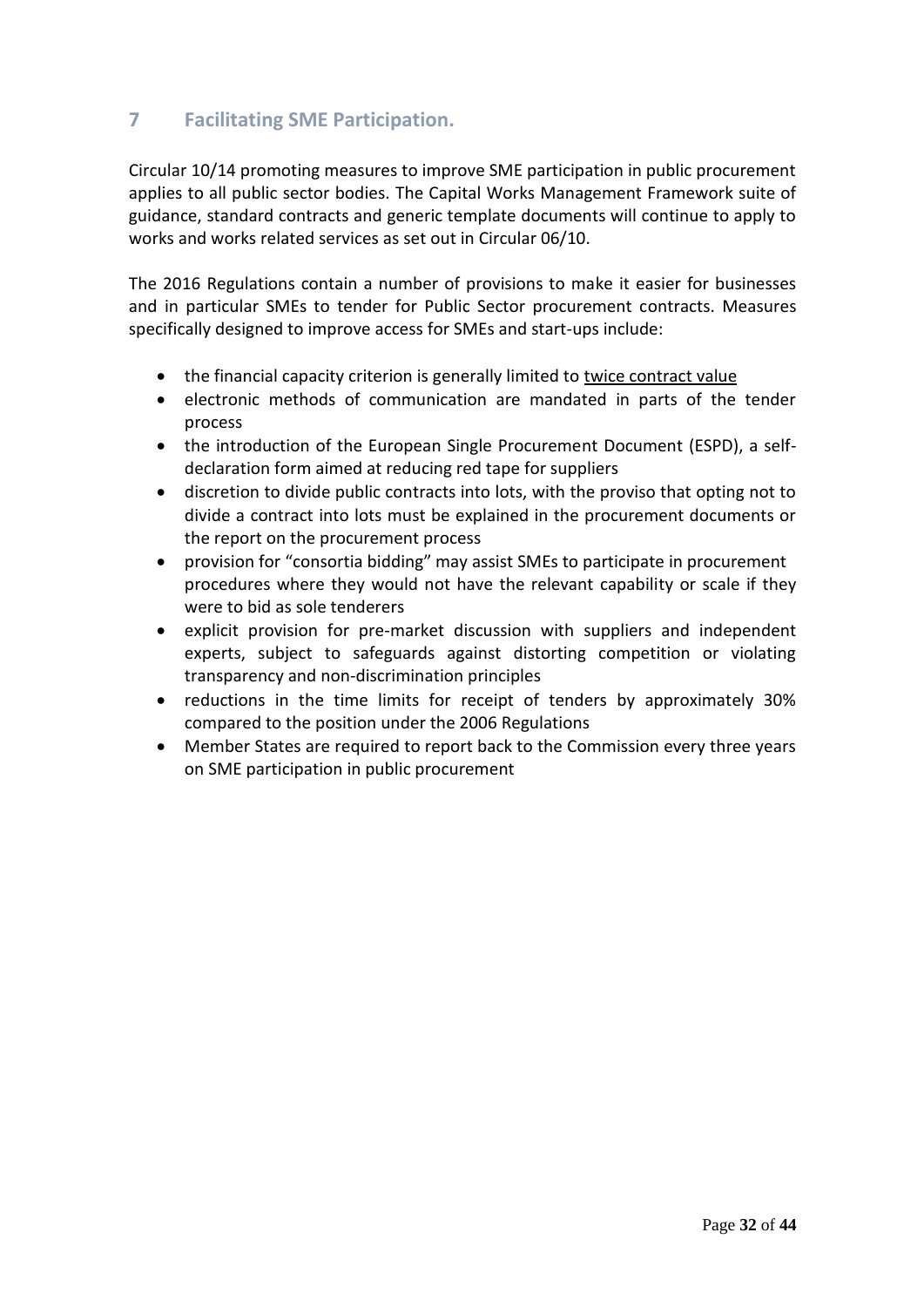## 7 Facilitating SME Participation.

Circular 10/14 promoting measures to improve SME participation in public procurement applies to all public sector bodies. The Capital Works Management Framework suite of guidance, standard contracts and generic template documents will continue to apply to works and works related services as set out in Circular 06/10.

The 2016 Regulations contain a number of provisions to make it easier for businesses and in particular SMEs to tender for Public Sector procurement contracts. Measures specifically designed to improve access for SMEs and start-ups include:

- the financial capacity criterion is generally limited to <u>twice contract value</u>
- electronic methods of communication are mandated in parts of the tender process
- the introduction of the European Single Procurement Document (ESPD), a self-declaration form aimed at reducing red tape for suppliers
- discretion to divide public contracts into lots, with the proviso that opting not to divide a contract into lots must be explained in the procurement documents or the report on the procurement process
- provision for "consortia bidding" may assist SMEs to participate in procurement procedures where they would not have the relevant capability or scale if they were to bid as sole tenderers
- explicit provision for pre-market discussion with suppliers and independent experts, subject to safeguards against distorting competition or violating transparency and non-discrimination principles
- reductions in the time limits for receipt of tenders by approximately 30% compared to the position under the 2006 Regulations
- Member States are required to report back to the Commission every three years on SME participation in public procurement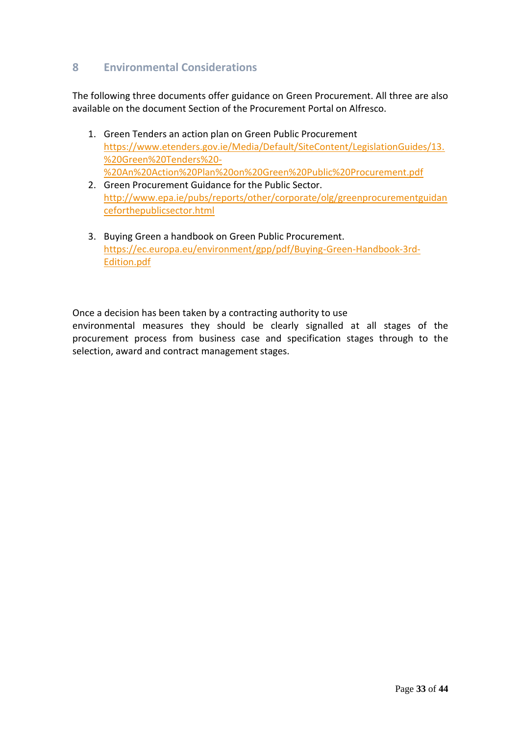## 8 Environmental Considerations

The following three documents offer guidance on Green Procurement. All three are also available on the document Section of the Procurement Portal on Alfresco.

1. Green Tenders an action plan on Green Public Procurement
   https://www.etenders.gov.ie/Media/Default/SiteContent/LegislationGuides/13.%20Green%20Tenders%20-%20An%20Action%20Plan%20on%20Green%20Public%20Procurement.pdf
2. Green Procurement Guidance for the Public Sector.
   http://www.epa.ie/pubs/reports/other/corporate/olg/greenprocurementguidanceforthepublicsector.html
3. Buying Green a handbook on Green Public Procurement.
   https://ec.europa.eu/environment/gpp/pdf/Buying-Green-Handbook-3rd-Edition.pdf

Once a decision has been taken by a contracting authority to use environmental measures they should be clearly signalled at all stages of the procurement process from business case and specification stages through to the selection, award and contract management stages.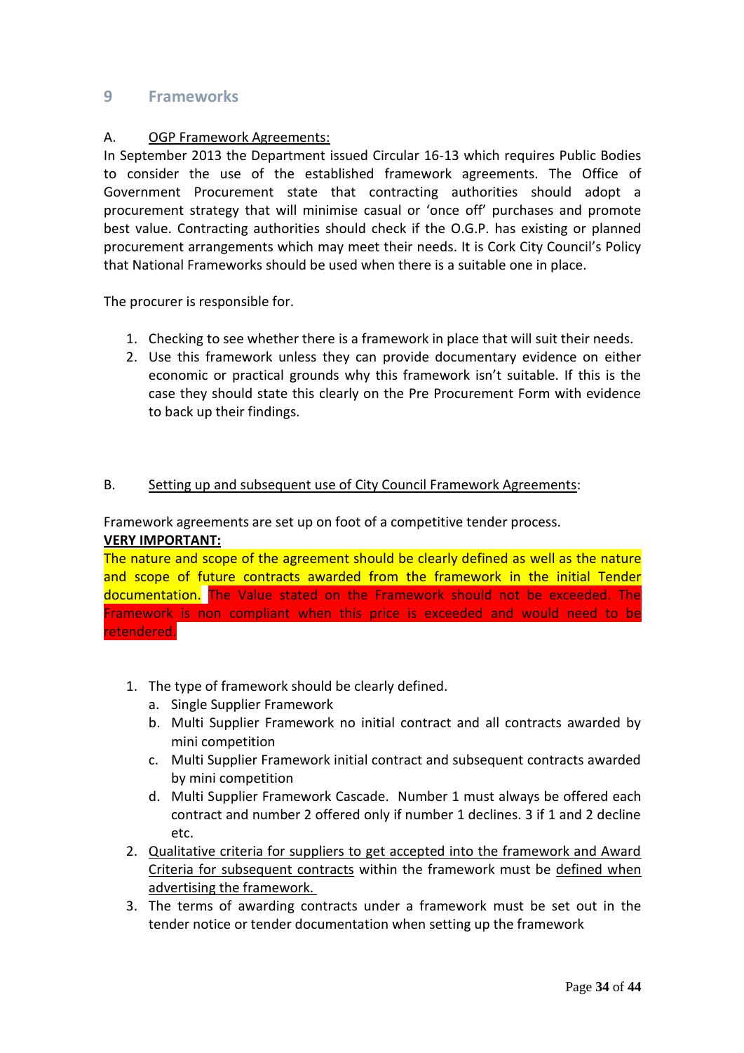## 9 Frameworks

A. OGP Framework Agreements:

In September 2013 the Department issued Circular 16-13 which requires Public Bodies to consider the use of the established framework agreements. The Office of Government Procurement state that contracting authorities should adopt a procurement strategy that will minimise casual or 'once off' purchases and promote best value. Contracting authorities should check if the O.G.P. has existing or planned procurement arrangements which may meet their needs. It is Cork City Council's Policy that National Frameworks should be used when there is a suitable one in place.

The procurer is responsible for.

1. Checking to see whether there is a framework in place that will suit their needs.
2. Use this framework unless they can provide documentary evidence on either economic or practical grounds why this framework isn't suitable. If this is the case they should state this clearly on the Pre Procurement Form with evidence to back up their findings.

B. Setting up and subsequent use of City Council Framework Agreements:

Framework agreements are set up on foot of a competitive tender process.

**VERY IMPORTANT:**

The nature and scope of the agreement should be clearly defined as well as the nature and scope of future contracts awarded from the framework in the initial Tender documentation. The Value stated on the Framework should not be exceeded. The Framework is non compliant when this price is exceeded and would need to be retendered.

1. The type of framework should be clearly defined.
   a. Single Supplier Framework
   b. Multi Supplier Framework no initial contract and all contracts awarded by mini competition
   c. Multi Supplier Framework initial contract and subsequent contracts awarded by mini competition
   d. Multi Supplier Framework Cascade. Number 1 must always be offered each contract and number 2 offered only if number 1 declines. 3 if 1 and 2 decline etc.
2. Qualitative criteria for suppliers to get accepted into the framework and Award Criteria for subsequent contracts within the framework must be defined when advertising the framework.
3. The terms of awarding contracts under a framework must be set out in the tender notice or tender documentation when setting up the framework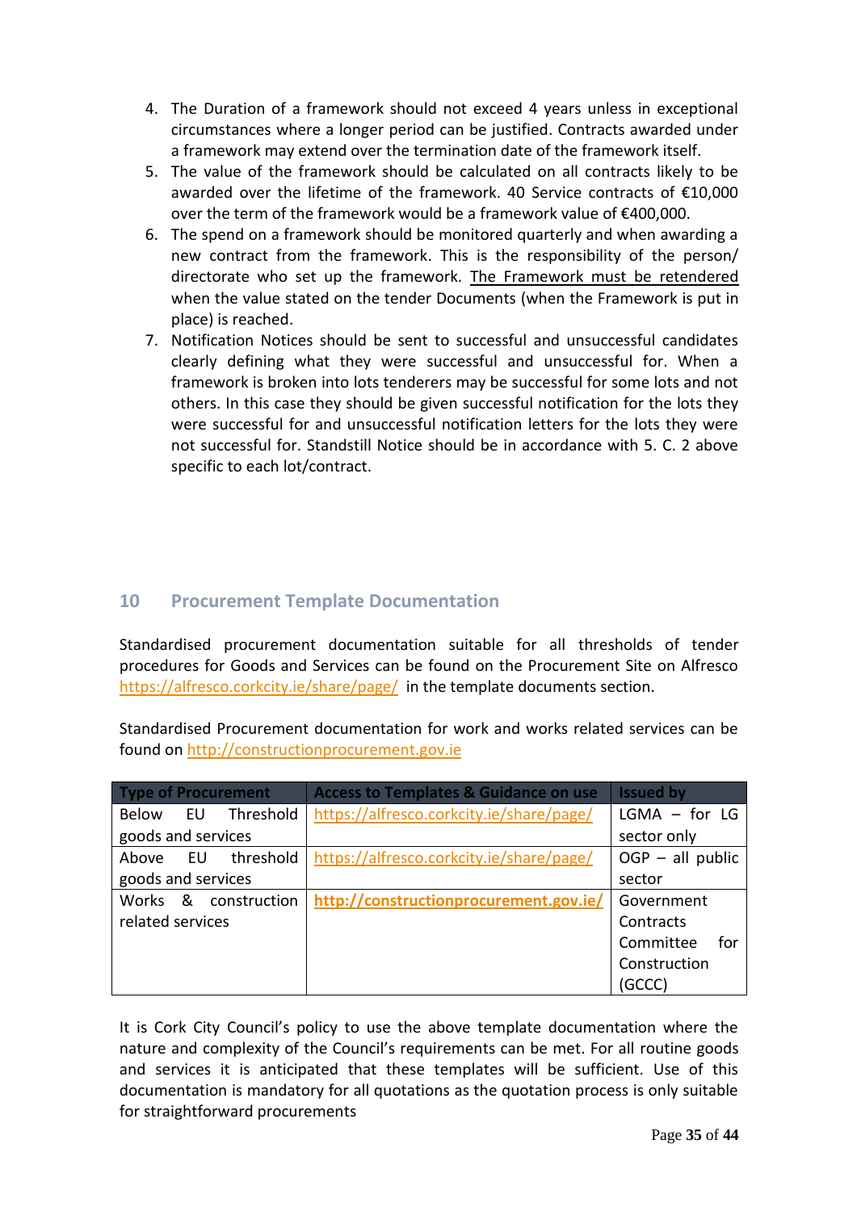4. The Duration of a framework should not exceed 4 years unless in exceptional circumstances where a longer period can be justified. Contracts awarded under a framework may extend over the termination date of the framework itself.
5. The value of the framework should be calculated on all contracts likely to be awarded over the lifetime of the framework. 40 Service contracts of €10,000 over the term of the framework would be a framework value of €400,000.
6. The spend on a framework should be monitored quarterly and when awarding a new contract from the framework. This is the responsibility of the person/ directorate who set up the framework. The Framework must be retendered when the value stated on the tender Documents (when the Framework is put in place) is reached.
7. Notification Notices should be sent to successful and unsuccessful candidates clearly defining what they were successful and unsuccessful for. When a framework is broken into lots tenderers may be successful for some lots and not others. In this case they should be given successful notification for the lots they were successful for and unsuccessful notification letters for the lots they were not successful for. Standstill Notice should be in accordance with 5. C. 2 above specific to each lot/contract.

## 10 Procurement Template Documentation

Standardised procurement documentation suitable for all thresholds of tender procedures for Goods and Services can be found on the Procurement Site on Alfresco https://alfresco.corkcity.ie/share/page/ in the template documents section.

Standardised Procurement documentation for work and works related services can be found on http://constructionprocurement.gov.ie

| Type of Procurement | Access to Templates & Guidance on use | Issued by |
|---|---|---|
| Below EU Threshold goods and services | https://alfresco.corkcity.ie/share/page/ | LGMA – for LG sector only |
| Above EU threshold goods and services | https://alfresco.corkcity.ie/share/page/ | OGP – all public sector |
| Works & construction related services | **http://constructionprocurement.gov.ie/** | Government Contracts Committee for Construction (GCCC) |

It is Cork City Council's policy to use the above template documentation where the nature and complexity of the Council's requirements can be met. For all routine goods and services it is anticipated that these templates will be sufficient. Use of this documentation is mandatory for all quotations as the quotation process is only suitable for straightforward procurements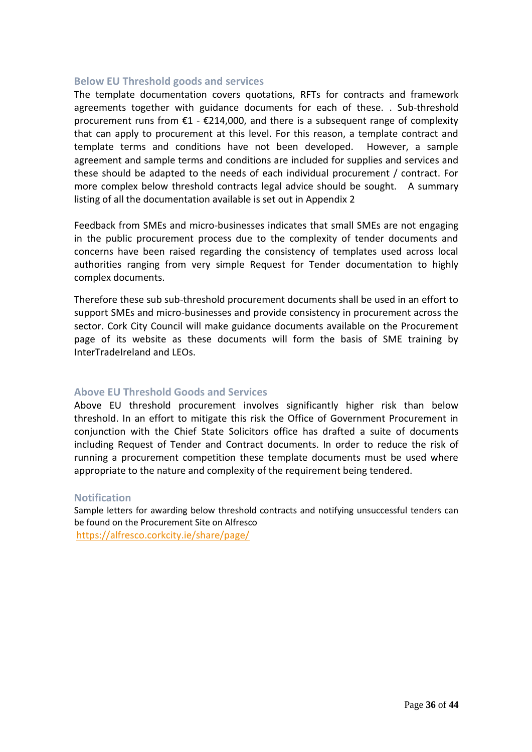### Below EU Threshold goods and services

The template documentation covers quotations, RFTs for contracts and framework agreements together with guidance documents for each of these. . Sub-threshold procurement runs from €1 - €214,000, and there is a subsequent range of complexity that can apply to procurement at this level. For this reason, a template contract and template terms and conditions have not been developed. However, a sample agreement and sample terms and conditions are included for supplies and services and these should be adapted to the needs of each individual procurement / contract. For more complex below threshold contracts legal advice should be sought. A summary listing of all the documentation available is set out in Appendix 2

Feedback from SMEs and micro-businesses indicates that small SMEs are not engaging in the public procurement process due to the complexity of tender documents and concerns have been raised regarding the consistency of templates used across local authorities ranging from very simple Request for Tender documentation to highly complex documents.

Therefore these sub sub-threshold procurement documents shall be used in an effort to support SMEs and micro-businesses and provide consistency in procurement across the sector. Cork City Council will make guidance documents available on the Procurement page of its website as these documents will form the basis of SME training by InterTradeIreland and LEOs.

### Above EU Threshold Goods and Services

Above EU threshold procurement involves significantly higher risk than below threshold. In an effort to mitigate this risk the Office of Government Procurement in conjunction with the Chief State Solicitors office has drafted a suite of documents including Request of Tender and Contract documents. In order to reduce the risk of running a procurement competition these template documents must be used where appropriate to the nature and complexity of the requirement being tendered.

### Notification

Sample letters for awarding below threshold contracts and notifying unsuccessful tenders can be found on the Procurement Site on Alfresco
https://alfresco.corkcity.ie/share/page/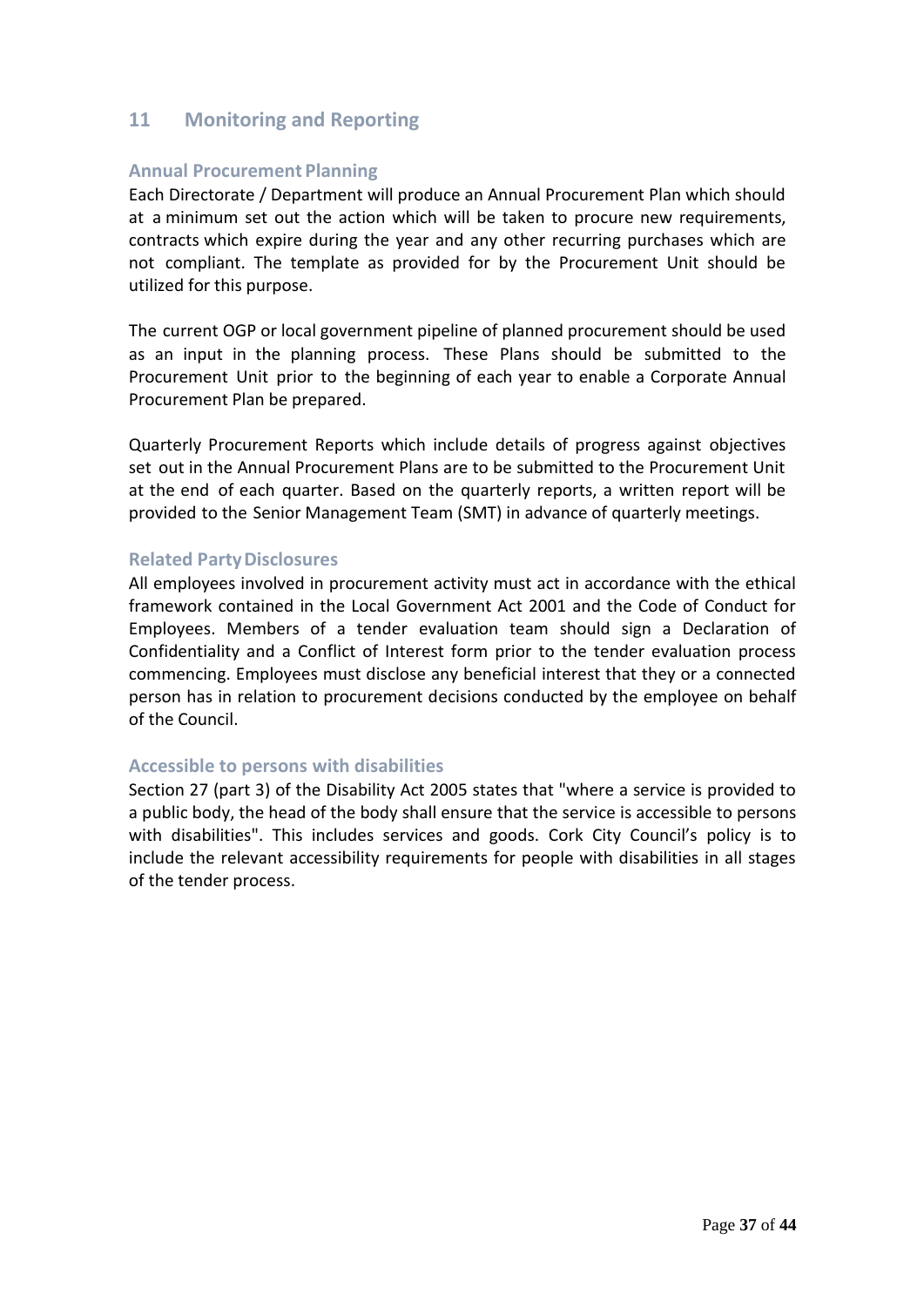## 11 Monitoring and Reporting

### Annual Procurement Planning

Each Directorate / Department will produce an Annual Procurement Plan which should at a minimum set out the action which will be taken to procure new requirements, contracts which expire during the year and any other recurring purchases which are not compliant. The template as provided for by the Procurement Unit should be utilized for this purpose.

The current OGP or local government pipeline of planned procurement should be used as an input in the planning process. These Plans should be submitted to the Procurement Unit prior to the beginning of each year to enable a Corporate Annual Procurement Plan be prepared.

Quarterly Procurement Reports which include details of progress against objectives set out in the Annual Procurement Plans are to be submitted to the Procurement Unit at the end of each quarter. Based on the quarterly reports, a written report will be provided to the Senior Management Team (SMT) in advance of quarterly meetings.

### Related Party Disclosures

All employees involved in procurement activity must act in accordance with the ethical framework contained in the Local Government Act 2001 and the Code of Conduct for Employees. Members of a tender evaluation team should sign a Declaration of Confidentiality and a Conflict of Interest form prior to the tender evaluation process commencing. Employees must disclose any beneficial interest that they or a connected person has in relation to procurement decisions conducted by the employee on behalf of the Council.

### Accessible to persons with disabilities

Section 27 (part 3) of the Disability Act 2005 states that "where a service is provided to a public body, the head of the body shall ensure that the service is accessible to persons with disabilities". This includes services and goods. Cork City Council's policy is to include the relevant accessibility requirements for people with disabilities in all stages of the tender process.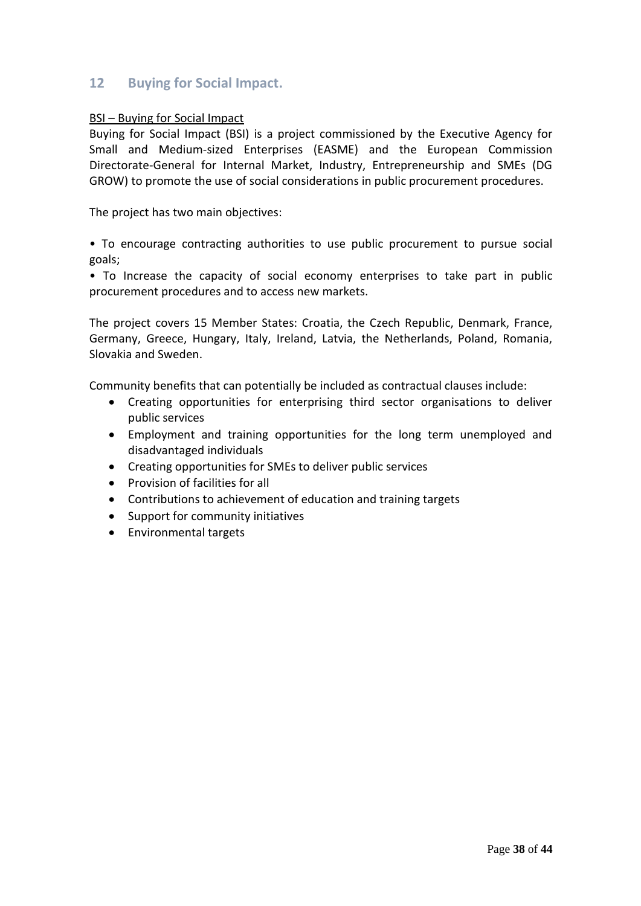## 12 Buying for Social Impact.

<u>BSI – Buying for Social Impact</u>

Buying for Social Impact (BSI) is a project commissioned by the Executive Agency for Small and Medium-sized Enterprises (EASME) and the European Commission Directorate-General for Internal Market, Industry, Entrepreneurship and SMEs (DG GROW) to promote the use of social considerations in public procurement procedures.

The project has two main objectives:

• To encourage contracting authorities to use public procurement to pursue social goals;

• To Increase the capacity of social economy enterprises to take part in public procurement procedures and to access new markets.

The project covers 15 Member States: Croatia, the Czech Republic, Denmark, France, Germany, Greece, Hungary, Italy, Ireland, Latvia, the Netherlands, Poland, Romania, Slovakia and Sweden.

Community benefits that can potentially be included as contractual clauses include:

- Creating opportunities for enterprising third sector organisations to deliver public services
- Employment and training opportunities for the long term unemployed and disadvantaged individuals
- Creating opportunities for SMEs to deliver public services
- Provision of facilities for all
- Contributions to achievement of education and training targets
- Support for community initiatives
- Environmental targets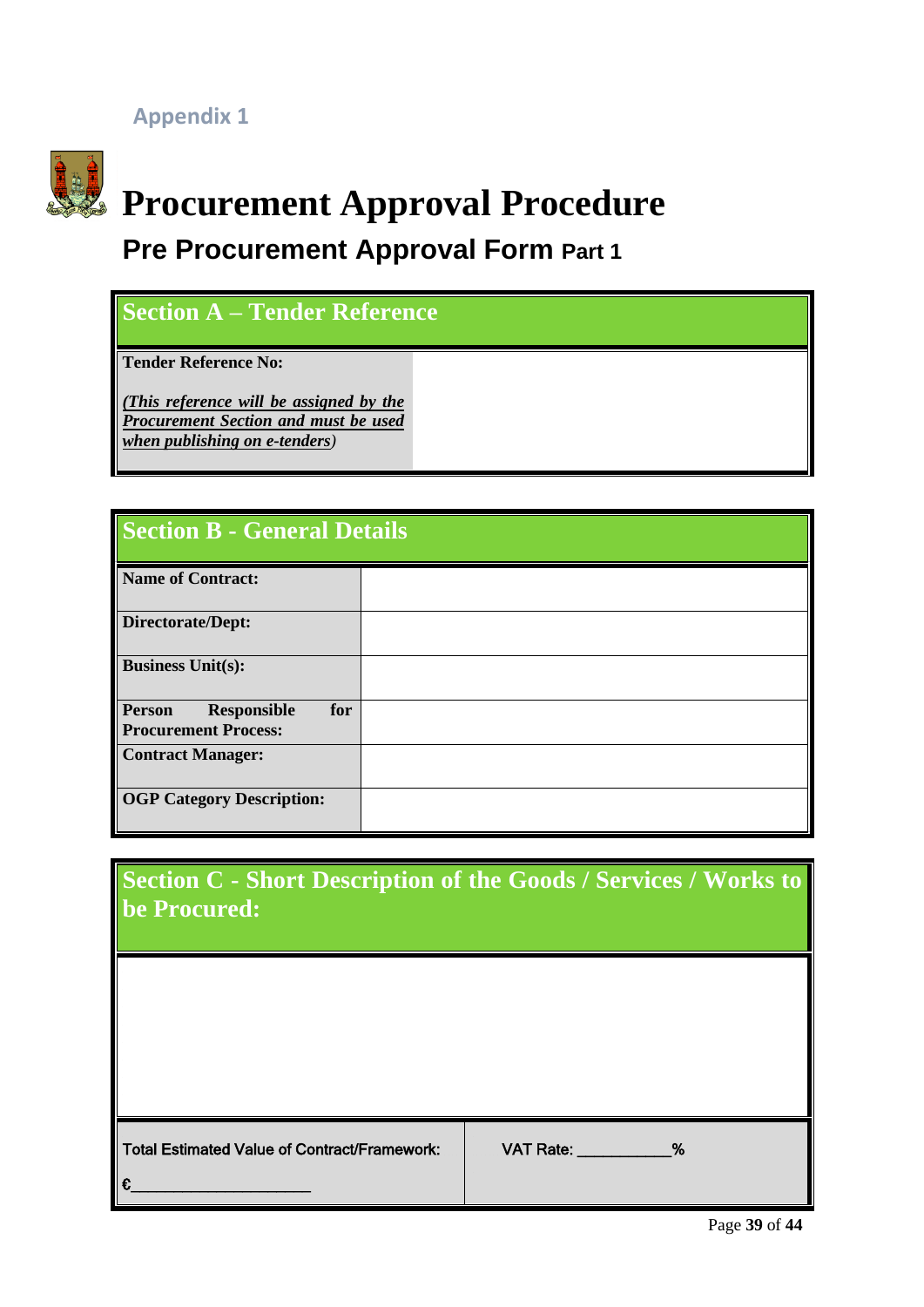Appendix 1

# Procurement Approval Procedure

## Pre Procurement Approval Form Part 1

| Section A – Tender Reference | |
|---|---|
| **Tender Reference No:**<br><br>*(This reference will be assigned by the Procurement Section and must be used when publishing on e-tenders)* | |

| Section B - General Details | |
|---|---|
| **Name of Contract:** | |
| **Directorate/Dept:** | |
| **Business Unit(s):** | |
| **Person Responsible for Procurement Process:** | |
| **Contract Manager:** | |
| **OGP Category Description:** | |

| Section C - Short Description of the Goods / Services / Works to be Procured: | |
|---|---|
| | |
| Total Estimated Value of Contract/Framework:<br><br>€____________________ | VAT Rate: __________% |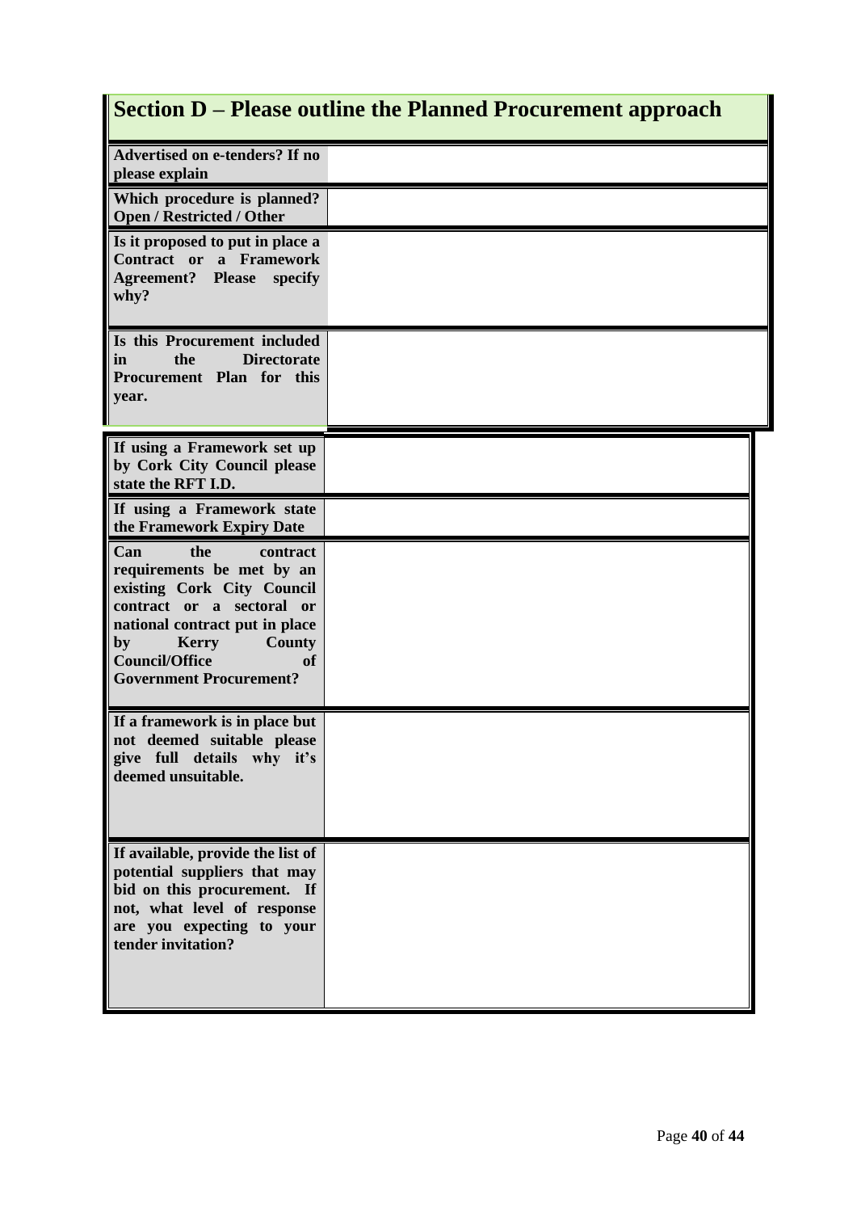## Section D – Please outline the Planned Procurement approach

| | |
|---|---|
| **Advertised on e-tenders? If no please explain** | |
| **Which procedure is planned? Open / Restricted / Other** | |
| **Is it proposed to put in place a Contract or a Framework Agreement? Please specify why?** | |
| **Is this Procurement included in the Directorate Procurement Plan for this year.** | |
| **If using a Framework set up by Cork City Council please state the RFT I.D.** | |
| **If using a Framework state the Framework Expiry Date** | |
| **Can the contract requirements be met by an existing Cork City Council contract or a sectoral or national contract put in place by Kerry County Council/Office of Government Procurement?** | |
| **If a framework is in place but not deemed suitable please give full details why it's deemed unsuitable.** | |
| **If available, provide the list of potential suppliers that may bid on this procurement. If not, what level of response are you expecting to your tender invitation?** | |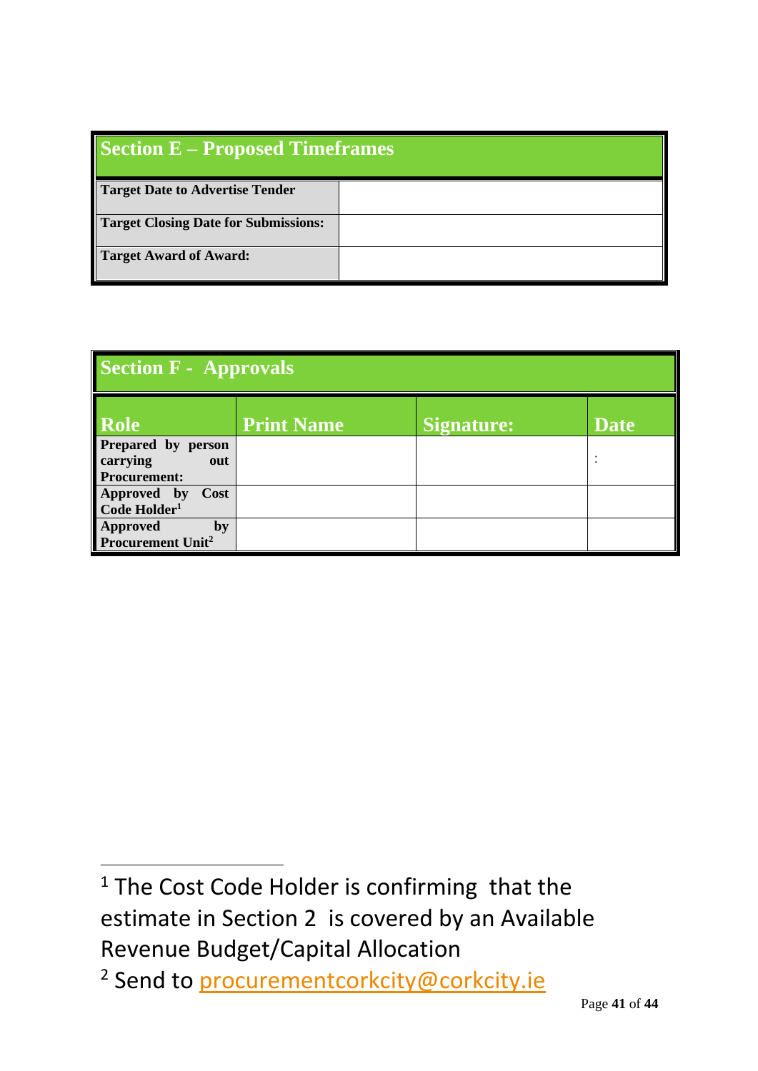| Section E – Proposed Timeframes | |
|---|---|
| **Target Date to Advertise Tender** | |
| **Target Closing Date for Submissions:** | |
| **Target Award of Award:** | |

| Section F - Approvals | | | |
|---|---|---|---|
| **Role** | **Print Name** | **Signature:** | **Date** |
| **Prepared by person carrying out Procurement:** | | | : |
| **Approved by Cost Code Holder**[1] | | | |
| **Approved by Procurement Unit**[2] | | | |

---

[1] The Cost Code Holder is confirming that the estimate in Section 2 is covered by an Available Revenue Budget/Capital Allocation

[2] Send to procurementcorkcity@corkcity.ie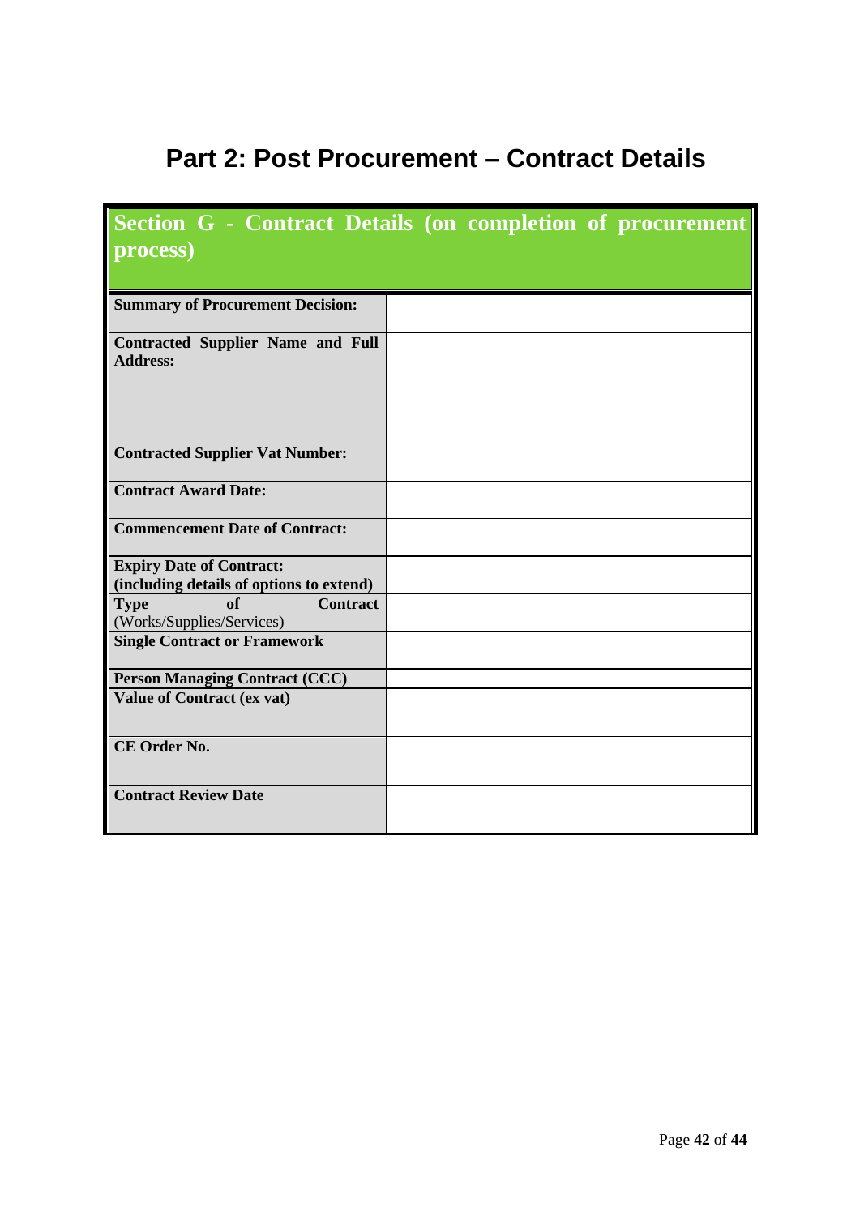# Part 2: Post Procurement – Contract Details

| Section G - Contract Details (on completion of procurement process) | |
|---|---|
| **Summary of Procurement Decision:** | |
| **Contracted Supplier Name and Full Address:** | |
| **Contracted Supplier Vat Number:** | |
| **Contract Award Date:** | |
| **Commencement Date of Contract:** | |
| **Expiry Date of Contract: (including details of options to extend)** | |
| **Type of Contract** (Works/Supplies/Services) | |
| **Single Contract or Framework** | |
| **Person Managing Contract (CCC)** | |
| **Value of Contract (ex vat)** | |
| **CE Order No.** | |
| **Contract Review Date** | |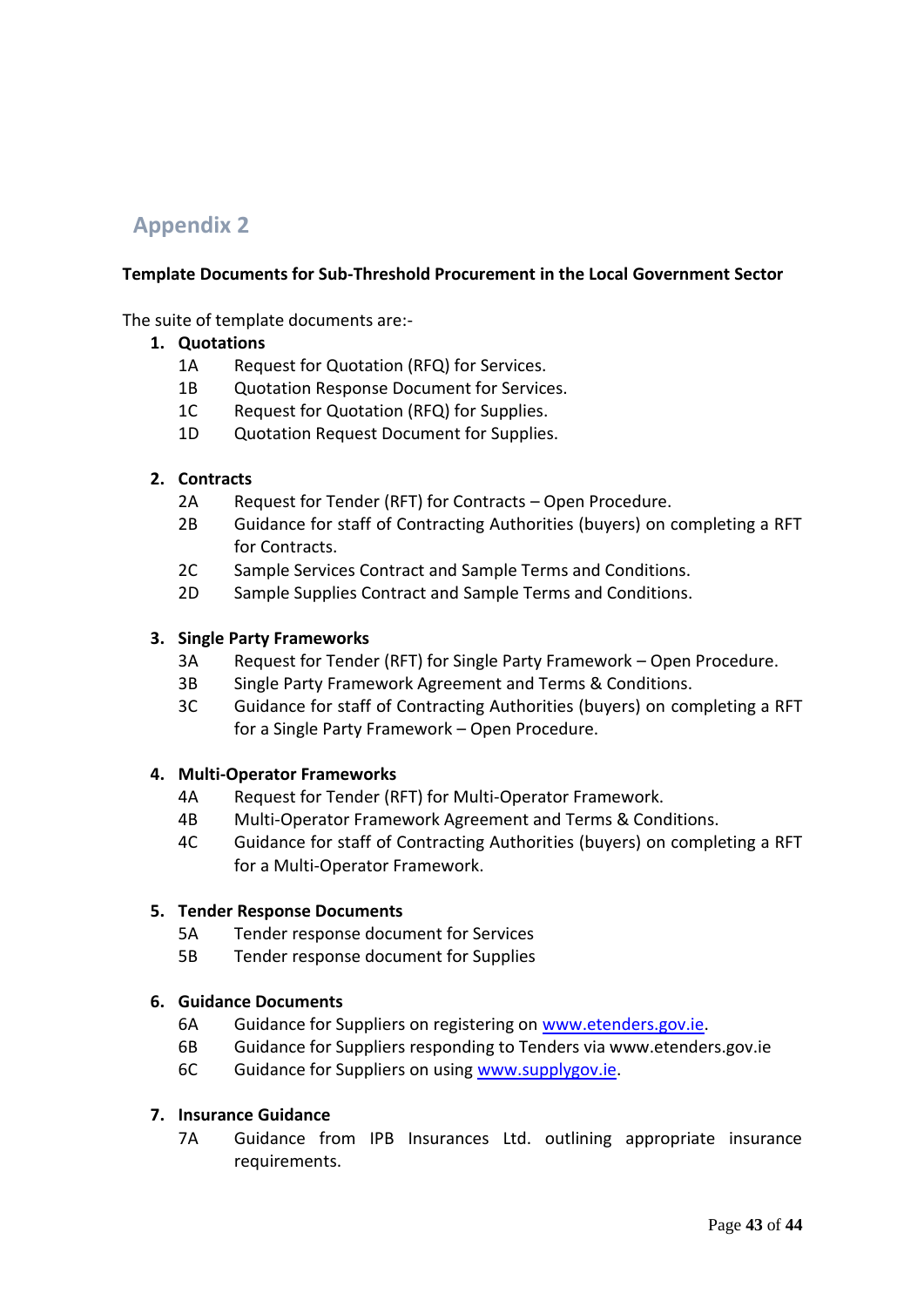# Appendix 2

**Template Documents for Sub-Threshold Procurement in the Local Government Sector**

The suite of template documents are:-

1. **Quotations**
   - 1A Request for Quotation (RFQ) for Services.
   - 1B Quotation Response Document for Services.
   - 1C Request for Quotation (RFQ) for Supplies.
   - 1D Quotation Request Document for Supplies.

2. **Contracts**
   - 2A Request for Tender (RFT) for Contracts – Open Procedure.
   - 2B Guidance for staff of Contracting Authorities (buyers) on completing a RFT for Contracts.
   - 2C Sample Services Contract and Sample Terms and Conditions.
   - 2D Sample Supplies Contract and Sample Terms and Conditions.

3. **Single Party Frameworks**
   - 3A Request for Tender (RFT) for Single Party Framework – Open Procedure.
   - 3B Single Party Framework Agreement and Terms & Conditions.
   - 3C Guidance for staff of Contracting Authorities (buyers) on completing a RFT for a Single Party Framework – Open Procedure.

4. **Multi-Operator Frameworks**
   - 4A Request for Tender (RFT) for Multi-Operator Framework.
   - 4B Multi-Operator Framework Agreement and Terms & Conditions.
   - 4C Guidance for staff of Contracting Authorities (buyers) on completing a RFT for a Multi-Operator Framework.

5. **Tender Response Documents**
   - 5A Tender response document for Services
   - 5B Tender response document for Supplies

6. **Guidance Documents**
   - 6A Guidance for Suppliers on registering on www.etenders.gov.ie.
   - 6B Guidance for Suppliers responding to Tenders via www.etenders.gov.ie
   - 6C Guidance for Suppliers on using www.supplygov.ie.

7. **Insurance Guidance**
   - 7A Guidance from IPB Insurances Ltd. outlining appropriate insurance requirements.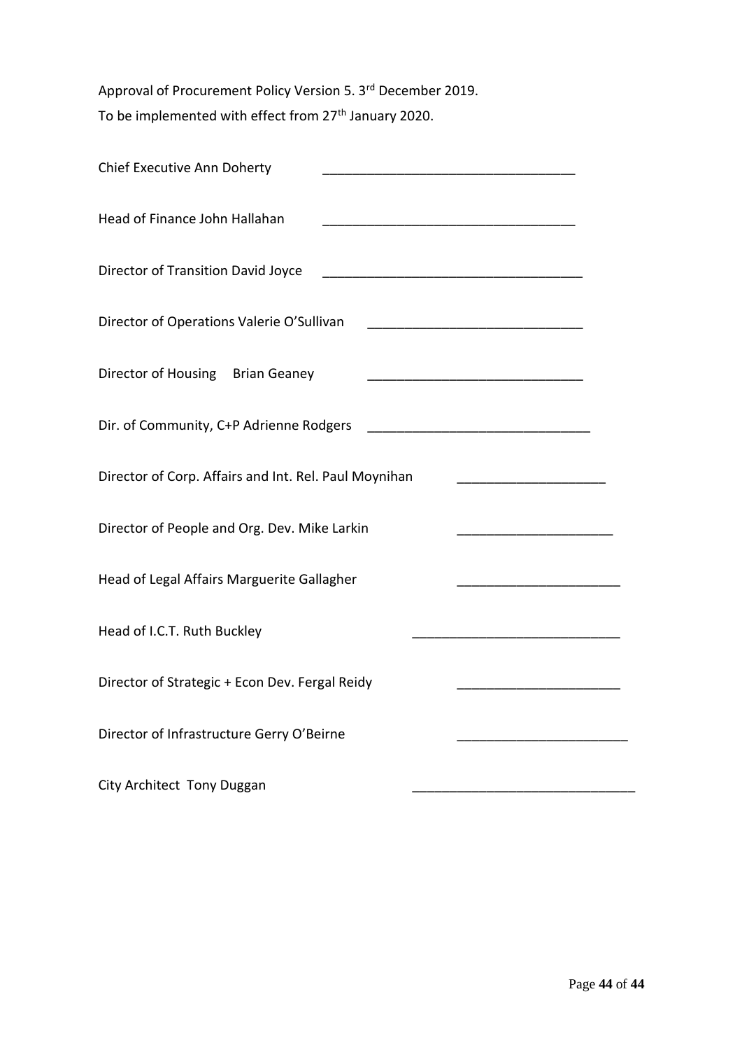Approval of Procurement Policy Version 5. 3rd December 2019.

To be implemented with effect from 27th January 2020.

Chief Executive Ann Doherty ___________________________________

Head of Finance John Hallahan ___________________________________

Director of Transition David Joyce ___________________________________

Director of Operations Valerie O'Sullivan _____________________________

Director of Housing Brian Geaney _____________________________

Dir. of Community, C+P Adrienne Rodgers ______________________________

Director of Corp. Affairs and Int. Rel. Paul Moynihan ____________________

Director of People and Org. Dev. Mike Larkin _____________________

Head of Legal Affairs Marguerite Gallagher ______________________

Head of I.C.T. Ruth Buckley ____________________________

Director of Strategic + Econ Dev. Fergal Reidy ______________________

Director of Infrastructure Gerry O'Beirne _______________________

City Architect Tony Duggan ______________________________